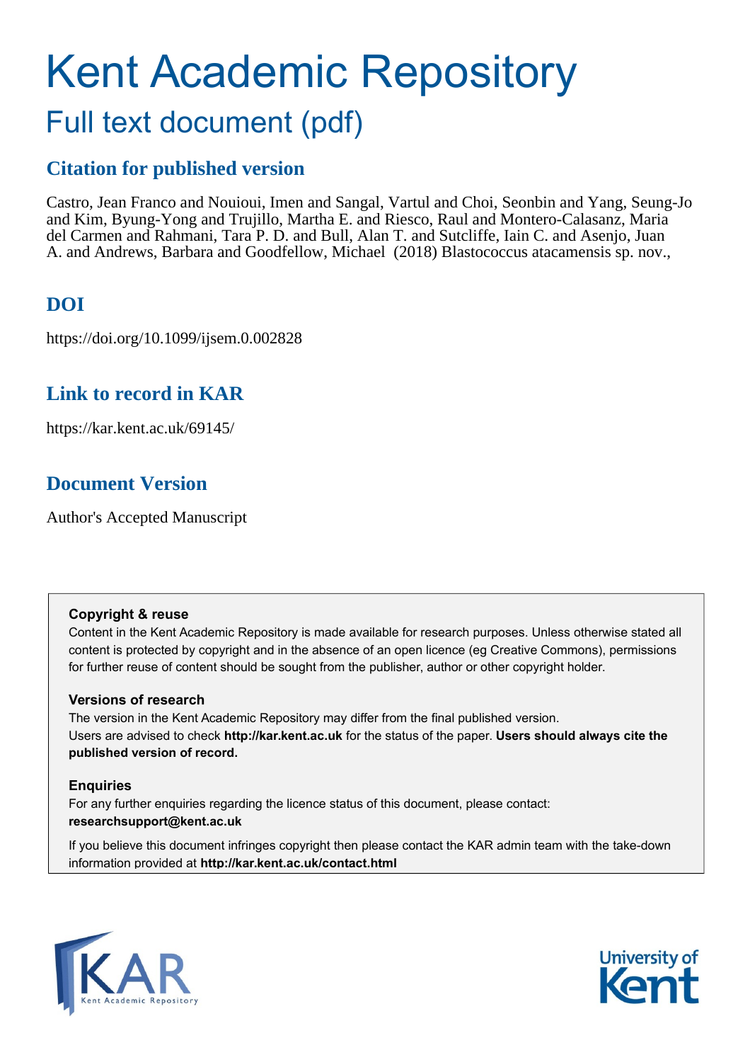# Kent Academic Repository

## Full text document (pdf)

### Citation for published version

Castro, Jean Franco and Nouioui, Imen and Sangal, Vartul and Choi, Seonbin and Yang, Seung-Jo and Kim, Byung-Yong and Trujillo, Martha E. and Riesco, Raul and Montero-Calasanz, Maria del Carmen and Rahmani, Tara P. D. and Bull, Alan T. and Sutcliffe, Iain C. and Asenjo, Juan A. and Andrews, Barbara and Goodfellow, Michael (2018) Blastococcus atacamensis sp. nov.,

### DOI

https://doi.org/10.1099/ijsem.0.002828

### Link to record in KAR

https://kar.kent.ac.uk/69145/

### Document Version

Author's Accepted Manuscript

**Copyright & reuse**

Content in the Kent Academic Repository is made available for research purposes. Unless otherwise stated all content is protected by copyright and in the absence of an open licence (eg Creative Commons), permissions for further reuse of content should be sought from the publisher, author or other copyright holder.

**Versions of research**

The version in the Kent Academic Repository may differ from the final published version.
Users are advised to check **http://kar.kent.ac.uk** for the status of the paper. **Users should always cite the published version of record.**

**Enquiries**

For any further enquiries regarding the licence status of this document, please contact:
**researchsupport@kent.ac.uk**

If you believe this document infringes copyright then please contact the KAR admin team with the take-down information provided at **http://kar.kent.ac.uk/contact.html**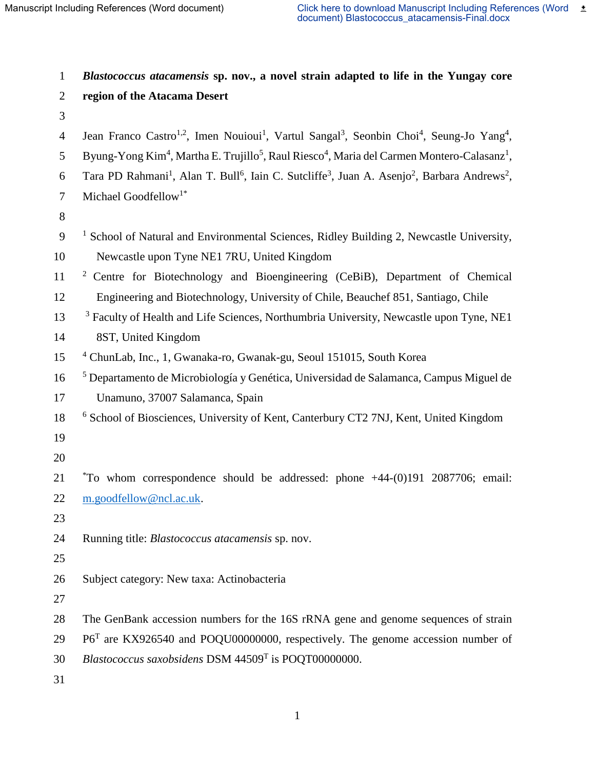**_Blastococcus atacamensis_ sp. nov., a novel strain adapted to life in the Yungay core region of the Atacama Desert**

Jean Franco Castro[1,2], Imen Nouioui[1], Vartul Sangal[3], Seonbin Choi[4], Seung-Jo Yang[4], Byung-Yong Kim[4], Martha E. Trujillo[5], Raul Riesco[4], Maria del Carmen Montero-Calasanz[1], Tara PD Rahmani[1], Alan T. Bull[6], Iain C. Sutcliffe[3], Juan A. Asenjo[2], Barbara Andrews[2], Michael Goodfellow[1*]

[1] School of Natural and Environmental Sciences, Ridley Building 2, Newcastle University, Newcastle upon Tyne NE1 7RU, United Kingdom

[2] Centre for Biotechnology and Bioengineering (CeBiB), Department of Chemical Engineering and Biotechnology, University of Chile, Beauchef 851, Santiago, Chile

[3] Faculty of Health and Life Sciences, Northumbria University, Newcastle upon Tyne, NE1 8ST, United Kingdom

[4] ChunLab, Inc., 1, Gwanaka-ro, Gwanak-gu, Seoul 151015, South Korea

[5] Departamento de Microbiología y Genética, Universidad de Salamanca, Campus Miguel de Unamuno, 37007 Salamanca, Spain

[6] School of Biosciences, University of Kent, Canterbury CT2 7NJ, Kent, United Kingdom

[*]To whom correspondence should be addressed: phone +44-(0)191 2087706; email: m.goodfellow@ncl.ac.uk.

Running title: *Blastococcus atacamensis* sp. nov.

Subject category: New taxa: Actinobacteria

The GenBank accession numbers for the 16S rRNA gene and genome sequences of strain P6[T] are KX926540 and POQU00000000, respectively. The genome accession number of *Blastococcus saxobsidens* DSM 44509[T] is POQT00000000.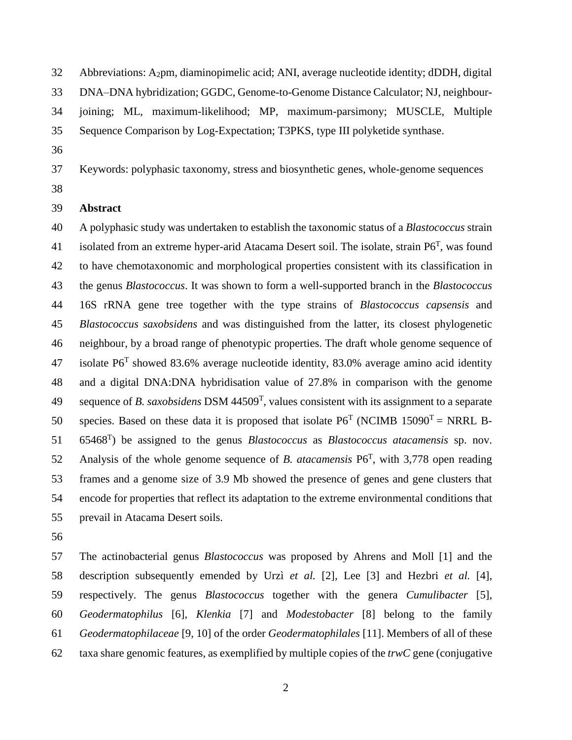Abbreviations: $A_2$pm, diaminopimelic acid; ANI, average nucleotide identity; dDDH, digital DNA–DNA hybridization; GGDC, Genome-to-Genome Distance Calculator; NJ, neighbour-joining; ML, maximum-likelihood; MP, maximum-parsimony; MUSCLE, Multiple Sequence Comparison by Log-Expectation; T3PKS, type III polyketide synthase.

Keywords: polyphasic taxonomy, stress and biosynthetic genes, whole-genome sequences

## Abstract

A polyphasic study was undertaken to establish the taxonomic status of a *Blastococcus* strain isolated from an extreme hyper-arid Atacama Desert soil. The isolate, strain P6$^T$, was found to have chemotaxonomic and morphological properties consistent with its classification in the genus *Blastococcus*. It was shown to form a well-supported branch in the *Blastococcus* 16S rRNA gene tree together with the type strains of *Blastococcus capsensis* and *Blastococcus saxobsidens* and was distinguished from the latter, its closest phylogenetic neighbour, by a broad range of phenotypic properties. The draft whole genome sequence of isolate P6$^T$ showed 83.6% average nucleotide identity, 83.0% average amino acid identity and a digital DNA:DNA hybridisation value of 27.8% in comparison with the genome sequence of *B. saxobsidens* DSM 44509$^T$, values consistent with its assignment to a separate species. Based on these data it is proposed that isolate P6$^T$ (NCIMB 15090$^T$ = NRRL B-65468$^T$) be assigned to the genus *Blastococcus* as *Blastococcus atacamensis* sp. nov. Analysis of the whole genome sequence of *B. atacamensis* P6$^T$, with 3,778 open reading frames and a genome size of 3.9 Mb showed the presence of genes and gene clusters that encode for properties that reflect its adaptation to the extreme environmental conditions that prevail in Atacama Desert soils.

The actinobacterial genus *Blastococcus* was proposed by Ahrens and Moll [1] and the description subsequently emended by Urzì *et al.* [2], Lee [3] and Hezbri *et al.* [4], respectively. The genus *Blastococcus* together with the genera *Cumulibacter* [5], *Geodermatophilus* [6], *Klenkia* [7] and *Modestobacter* [8] belong to the family *Geodermatophilaceae* [9, 10] of the order *Geodermatophilales* [11]. Members of all of these taxa share genomic features, as exemplified by multiple copies of the *trwC* gene (conjugative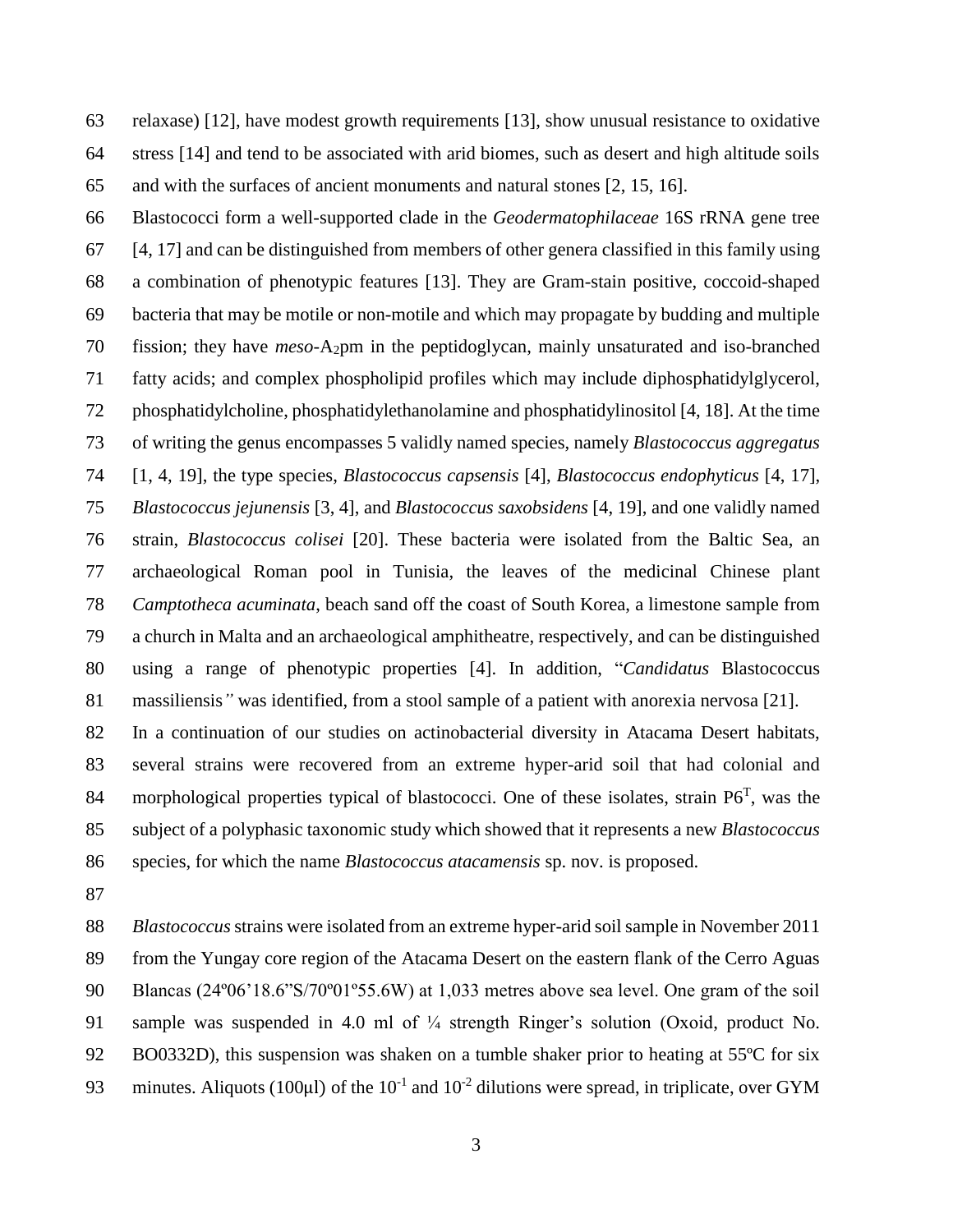relaxase) [12], have modest growth requirements [13], show unusual resistance to oxidative stress [14] and tend to be associated with arid biomes, such as desert and high altitude soils and with the surfaces of ancient monuments and natural stones [2, 15, 16].

Blastococci form a well-supported clade in the *Geodermatophilaceae* 16S rRNA gene tree [4, 17] and can be distinguished from members of other genera classified in this family using a combination of phenotypic features [13]. They are Gram-stain positive, coccoid-shaped bacteria that may be motile or non-motile and which may propagate by budding and multiple fission; they have *meso*-$A_2$pm in the peptidoglycan, mainly unsaturated and iso-branched fatty acids; and complex phospholipid profiles which may include diphosphatidylglycerol, phosphatidylcholine, phosphatidylethanolamine and phosphatidylinositol [4, 18]. At the time of writing the genus encompasses 5 validly named species, namely *Blastococcus aggregatus* [1, 4, 19], the type species, *Blastococcus capsensis* [4], *Blastococcus endophyticus* [4, 17], *Blastococcus jejunensis* [3, 4], and *Blastococcus saxobsidens* [4, 19], and one validly named strain, *Blastococcus colisei* [20]. These bacteria were isolated from the Baltic Sea, an archaeological Roman pool in Tunisia, the leaves of the medicinal Chinese plant *Camptotheca acuminata*, beach sand off the coast of South Korea, a limestone sample from a church in Malta and an archaeological amphitheatre, respectively, and can be distinguished using a range of phenotypic properties [4]. In addition, "*Candidatus* Blastococcus massiliensis" was identified, from a stool sample of a patient with anorexia nervosa [21].

In a continuation of our studies on actinobacterial diversity in Atacama Desert habitats, several strains were recovered from an extreme hyper-arid soil that had colonial and morphological properties typical of blastococci. One of these isolates, strain P6$^T$, was the subject of a polyphasic taxonomic study which showed that it represents a new *Blastococcus* species, for which the name *Blastococcus atacamensis* sp. nov. is proposed.

*Blastococcus* strains were isolated from an extreme hyper-arid soil sample in November 2011 from the Yungay core region of the Atacama Desert on the eastern flank of the Cerro Aguas Blancas (24º06'18.6"S/70º01º55.6W) at 1,033 metres above sea level. One gram of the soil sample was suspended in 4.0 ml of ¼ strength Ringer's solution (Oxoid, product No. BO0332D), this suspension was shaken on a tumble shaker prior to heating at 55ºC for six minutes. Aliquots (100μl) of the $10^{-1}$ and $10^{-2}$ dilutions were spread, in triplicate, over GYM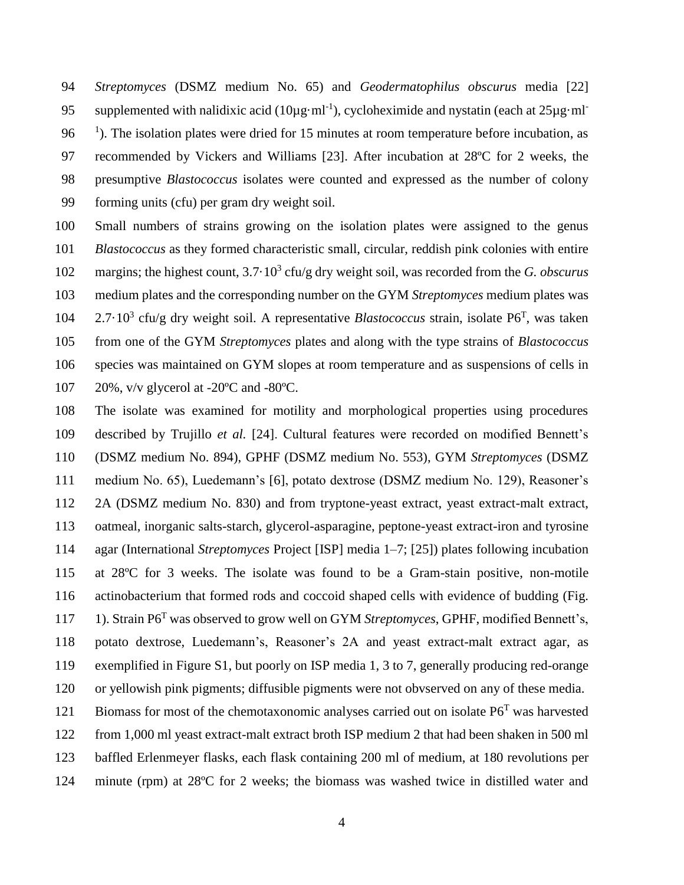*Streptomyces* (DSMZ medium No. 65) and *Geodermatophilus obscurus* media [22] supplemented with nalidixic acid (10µg·ml$^{-1}$), cycloheximide and nystatin (each at 25µg·ml$^{-1}$). The isolation plates were dried for 15 minutes at room temperature before incubation, as recommended by Vickers and Williams [23]. After incubation at 28ºC for 2 weeks, the presumptive *Blastococcus* isolates were counted and expressed as the number of colony forming units (cfu) per gram dry weight soil.

Small numbers of strains growing on the isolation plates were assigned to the genus *Blastococcus* as they formed characteristic small, circular, reddish pink colonies with entire margins; the highest count, $3.7 \cdot 10^3$ cfu/g dry weight soil, was recorded from the *G. obscurus* medium plates and the corresponding number on the GYM *Streptomyces* medium plates was $2.7 \cdot 10^3$ cfu/g dry weight soil. A representative *Blastococcus* strain, isolate P6$^T$, was taken from one of the GYM *Streptomyces* plates and along with the type strains of *Blastococcus* species was maintained on GYM slopes at room temperature and as suspensions of cells in 20%, v/v glycerol at -20ºC and -80ºC.

The isolate was examined for motility and morphological properties using procedures described by Trujillo *et al.* [24]. Cultural features were recorded on modified Bennett's (DSMZ medium No. 894), GPHF (DSMZ medium No. 553), GYM *Streptomyces* (DSMZ medium No. 65), Luedemann's [6], potato dextrose (DSMZ medium No. 129), Reasoner's 2A (DSMZ medium No. 830) and from tryptone-yeast extract, yeast extract-malt extract, oatmeal, inorganic salts-starch, glycerol-asparagine, peptone-yeast extract-iron and tyrosine agar (International *Streptomyces* Project [ISP] media 1–7; [25]) plates following incubation at 28ºC for 3 weeks. The isolate was found to be a Gram-stain positive, non-motile actinobacterium that formed rods and coccoid shaped cells with evidence of budding (Fig. 1). Strain P6$^T$ was observed to grow well on GYM *Streptomyces*, GPHF, modified Bennett's, potato dextrose, Luedemann's, Reasoner's 2A and yeast extract-malt extract agar, as exemplified in Figure S1, but poorly on ISP media 1, 3 to 7, generally producing red-orange or yellowish pink pigments; diffusible pigments were not obvserved on any of these media.

Biomass for most of the chemotaxonomic analyses carried out on isolate P6$^T$ was harvested from 1,000 ml yeast extract-malt extract broth ISP medium 2 that had been shaken in 500 ml baffled Erlenmeyer flasks, each flask containing 200 ml of medium, at 180 revolutions per minute (rpm) at 28ºC for 2 weeks; the biomass was washed twice in distilled water and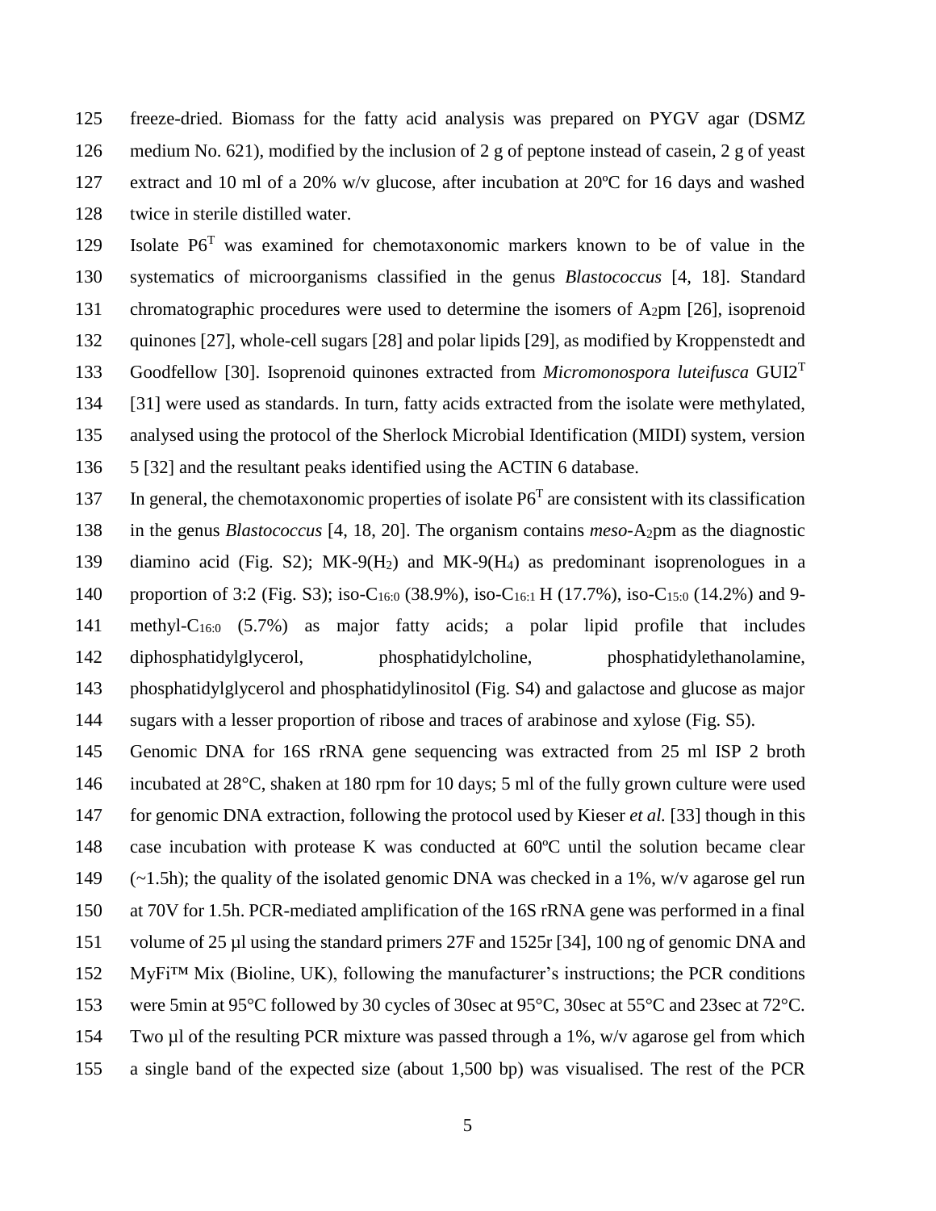freeze-dried. Biomass for the fatty acid analysis was prepared on PYGV agar (DSMZ medium No. 621), modified by the inclusion of 2 g of peptone instead of casein, 2 g of yeast extract and 10 ml of a 20% w/v glucose, after incubation at 20ºC for 16 days and washed twice in sterile distilled water.

Isolate P6$^T$ was examined for chemotaxonomic markers known to be of value in the systematics of microorganisms classified in the genus *Blastococcus* [4, 18]. Standard chromatographic procedures were used to determine the isomers of $A_2$pm [26], isoprenoid quinones [27], whole-cell sugars [28] and polar lipids [29], as modified by Kroppenstedt and Goodfellow [30]. Isoprenoid quinones extracted from *Micromonospora luteifusca* GUI2$^T$ [31] were used as standards. In turn, fatty acids extracted from the isolate were methylated, analysed using the protocol of the Sherlock Microbial Identification (MIDI) system, version 5 [32] and the resultant peaks identified using the ACTIN 6 database.

In general, the chemotaxonomic properties of isolate P6$^T$ are consistent with its classification in the genus *Blastococcus* [4, 18, 20]. The organism contains *meso*-$A_2$pm as the diagnostic diamino acid (Fig. S2); MK-9($H_2$) and MK-9($H_4$) as predominant isoprenologues in a proportion of 3:2 (Fig. S3); iso-$C_{16:0}$ (38.9%), iso-$C_{16:1}$ H (17.7%), iso-$C_{15:0}$ (14.2%) and 9-methyl-$C_{16:0}$ (5.7%) as major fatty acids; a polar lipid profile that includes diphosphatidylglycerol, phosphatidylcholine, phosphatidylethanolamine, phosphatidylglycerol and phosphatidylinositol (Fig. S4) and galactose and glucose as major sugars with a lesser proportion of ribose and traces of arabinose and xylose (Fig. S5).

Genomic DNA for 16S rRNA gene sequencing was extracted from 25 ml ISP 2 broth incubated at 28°C, shaken at 180 rpm for 10 days; 5 ml of the fully grown culture were used for genomic DNA extraction, following the protocol used by Kieser *et al.* [33] though in this case incubation with protease K was conducted at 60ºC until the solution became clear (~1.5h); the quality of the isolated genomic DNA was checked in a 1%, w/v agarose gel run at 70V for 1.5h. PCR-mediated amplification of the 16S rRNA gene was performed in a final volume of 25 µl using the standard primers 27F and 1525r [34], 100 ng of genomic DNA and MyFi™ Mix (Bioline, UK), following the manufacturer's instructions; the PCR conditions were 5min at 95°C followed by 30 cycles of 30sec at 95°C, 30sec at 55°C and 23sec at 72°C. Two µl of the resulting PCR mixture was passed through a 1%, w/v agarose gel from which a single band of the expected size (about 1,500 bp) was visualised. The rest of the PCR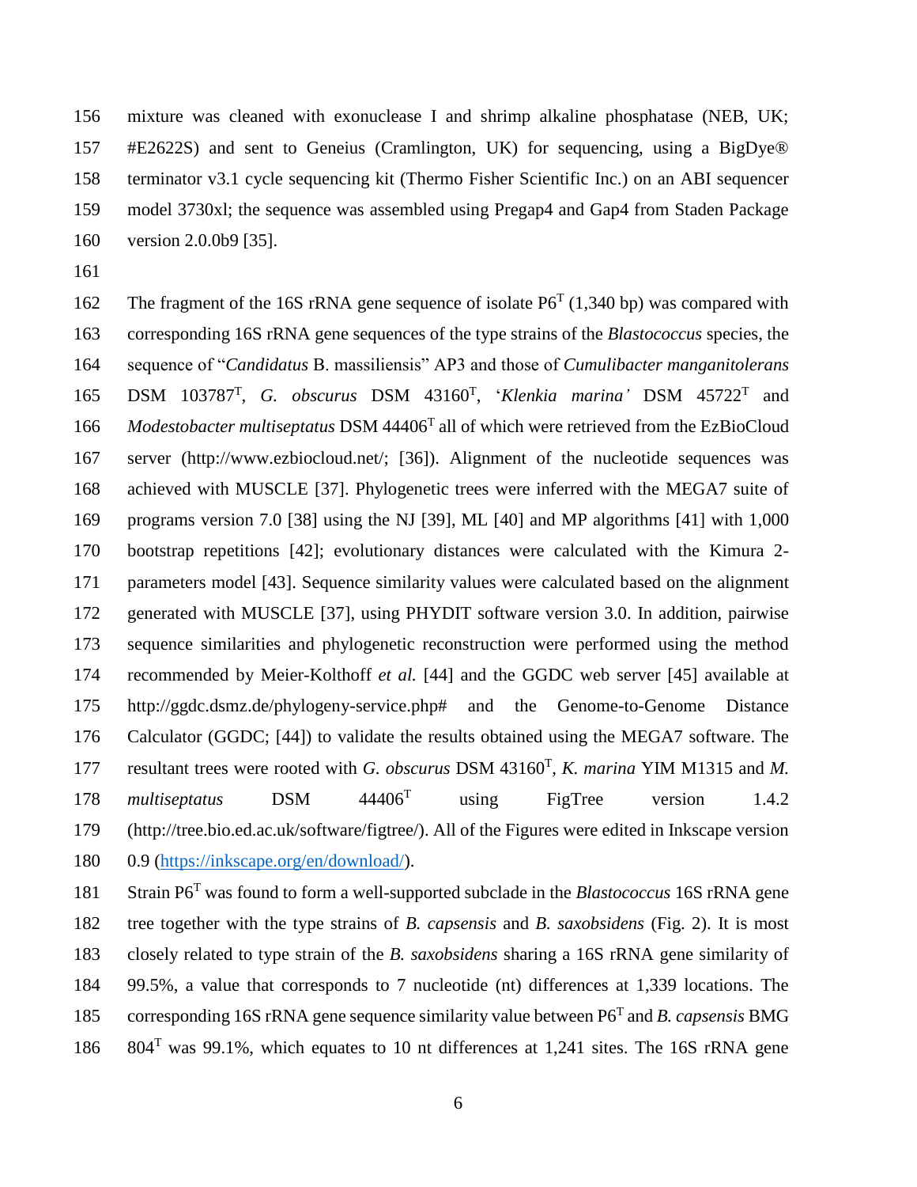mixture was cleaned with exonuclease I and shrimp alkaline phosphatase (NEB, UK; #E2622S) and sent to Geneius (Cramlington, UK) for sequencing, using a BigDye® terminator v3.1 cycle sequencing kit (Thermo Fisher Scientific Inc.) on an ABI sequencer model 3730xl; the sequence was assembled using Pregap4 and Gap4 from Staden Package version 2.0.0b9 [35].

The fragment of the 16S rRNA gene sequence of isolate P6$^T$ (1,340 bp) was compared with corresponding 16S rRNA gene sequences of the type strains of the *Blastococcus* species, the sequence of "*Candidatus* B. massiliensis" AP3 and those of *Cumulibacter manganitolerans* DSM 103787$^T$, *G. obscurus* DSM 43160$^T$, '*Klenkia marina'* DSM 45722$^T$ and *Modestobacter multiseptatus* DSM 44406$^T$ all of which were retrieved from the EzBioCloud server (http://www.ezbiocloud.net/; [36]). Alignment of the nucleotide sequences was achieved with MUSCLE [37]. Phylogenetic trees were inferred with the MEGA7 suite of programs version 7.0 [38] using the NJ [39], ML [40] and MP algorithms [41] with 1,000 bootstrap repetitions [42]; evolutionary distances were calculated with the Kimura 2-parameters model [43]. Sequence similarity values were calculated based on the alignment generated with MUSCLE [37], using PHYDIT software version 3.0. In addition, pairwise sequence similarities and phylogenetic reconstruction were performed using the method recommended by Meier-Kolthoff *et al.* [44] and the GGDC web server [45] available at http://ggdc.dsmz.de/phylogeny-service.php# and the Genome-to-Genome Distance Calculator (GGDC; [44]) to validate the results obtained using the MEGA7 software. The resultant trees were rooted with *G. obscurus* DSM 43160$^T$, *K. marina* YIM M1315 and *M. multiseptatus* DSM 44406$^T$ using FigTree version 1.4.2 (http://tree.bio.ed.ac.uk/software/figtree/). All of the Figures were edited in Inkscape version 0.9 (https://inkscape.org/en/download/).

Strain P6$^T$ was found to form a well-supported subclade in the *Blastococcus* 16S rRNA gene tree together with the type strains of *B. capsensis* and *B. saxobsidens* (Fig. 2). It is most closely related to type strain of the *B. saxobsidens* sharing a 16S rRNA gene similarity of 99.5%, a value that corresponds to 7 nucleotide (nt) differences at 1,339 locations. The corresponding 16S rRNA gene sequence similarity value between P6$^T$ and *B. capsensis* BMG 804$^T$ was 99.1%, which equates to 10 nt differences at 1,241 sites. The 16S rRNA gene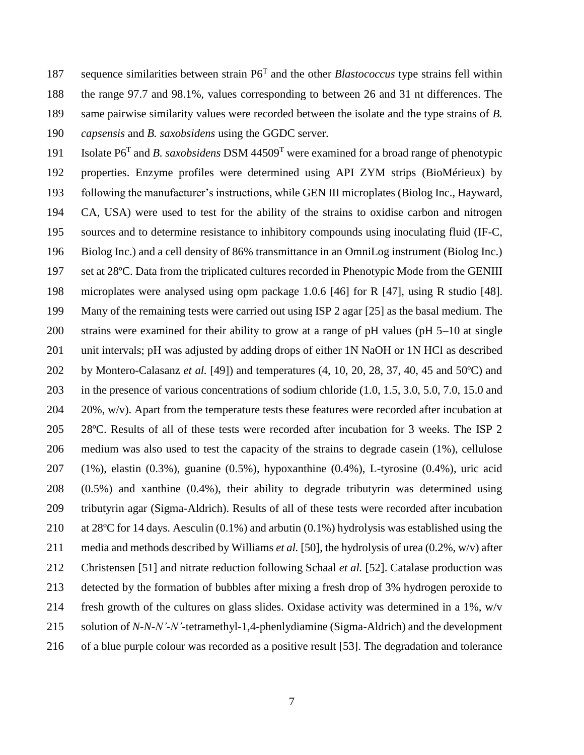sequence similarities between strain P6$^T$ and the other *Blastococcus* type strains fell within the range 97.7 and 98.1%, values corresponding to between 26 and 31 nt differences. The same pairwise similarity values were recorded between the isolate and the type strains of *B. capsensis* and *B. saxobsidens* using the GGDC server.

Isolate P6$^T$ and *B. saxobsidens* DSM 44509$^T$ were examined for a broad range of phenotypic properties. Enzyme profiles were determined using API ZYM strips (BioMérieux) by following the manufacturer's instructions, while GEN III microplates (Biolog Inc., Hayward, CA, USA) were used to test for the ability of the strains to oxidise carbon and nitrogen sources and to determine resistance to inhibitory compounds using inoculating fluid (IF-C, Biolog Inc.) and a cell density of 86% transmittance in an OmniLog instrument (Biolog Inc.) set at 28ºC. Data from the triplicated cultures recorded in Phenotypic Mode from the GENIII microplates were analysed using opm package 1.0.6 [46] for R [47], using R studio [48]. Many of the remaining tests were carried out using ISP 2 agar [25] as the basal medium. The strains were examined for their ability to grow at a range of pH values (pH 5–10 at single unit intervals; pH was adjusted by adding drops of either 1N NaOH or 1N HCl as described by Montero-Calasanz *et al.* [49]) and temperatures (4, 10, 20, 28, 37, 40, 45 and 50ºC) and in the presence of various concentrations of sodium chloride (1.0, 1.5, 3.0, 5.0, 7.0, 15.0 and 20%, w/v). Apart from the temperature tests these features were recorded after incubation at 28ºC. Results of all of these tests were recorded after incubation for 3 weeks. The ISP 2 medium was also used to test the capacity of the strains to degrade casein (1%), cellulose (1%), elastin (0.3%), guanine (0.5%), hypoxanthine (0.4%), L-tyrosine (0.4%), uric acid (0.5%) and xanthine (0.4%), their ability to degrade tributyrin was determined using tributyrin agar (Sigma-Aldrich). Results of all of these tests were recorded after incubation at 28ºC for 14 days. Aesculin (0.1%) and arbutin (0.1%) hydrolysis was established using the media and methods described by Williams *et al.* [50], the hydrolysis of urea (0.2%, w/v) after Christensen [51] and nitrate reduction following Schaal *et al.* [52]. Catalase production was detected by the formation of bubbles after mixing a fresh drop of 3% hydrogen peroxide to fresh growth of the cultures on glass slides. Oxidase activity was determined in a 1%, w/v solution of *N-N-N'-N'*-tetramethyl-1,4-phenlydiamine (Sigma-Aldrich) and the development of a blue purple colour was recorded as a positive result [53]. The degradation and tolerance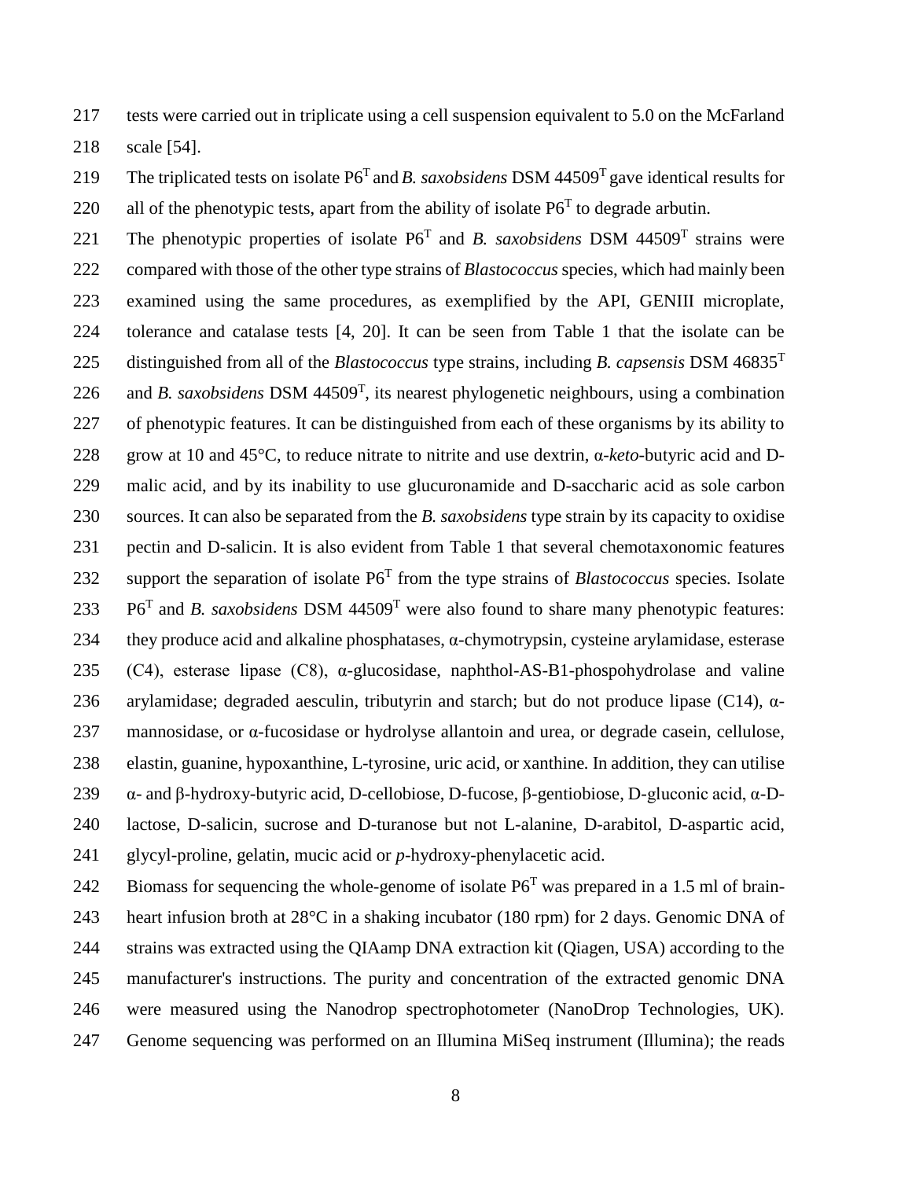tests were carried out in triplicate using a cell suspension equivalent to 5.0 on the McFarland scale [54].

The triplicated tests on isolate P6$^T$ and *B. saxobsidens* DSM 44509$^T$ gave identical results for all of the phenotypic tests, apart from the ability of isolate P6$^T$ to degrade arbutin.

The phenotypic properties of isolate P6$^T$ and *B. saxobsidens* DSM 44509$^T$ strains were compared with those of the other type strains of *Blastococcus* species, which had mainly been examined using the same procedures, as exemplified by the API, GENIII microplate, tolerance and catalase tests [4, 20]. It can be seen from Table 1 that the isolate can be distinguished from all of the *Blastococcus* type strains, including *B. capsensis* DSM 46835$^T$ and *B. saxobsidens* DSM 44509$^T$, its nearest phylogenetic neighbours, using a combination of phenotypic features. It can be distinguished from each of these organisms by its ability to grow at 10 and 45°C, to reduce nitrate to nitrite and use dextrin, α-*keto*-butyric acid and D-malic acid, and by its inability to use glucuronamide and D-saccharic acid as sole carbon sources. It can also be separated from the *B. saxobsidens* type strain by its capacity to oxidise pectin and D-salicin. It is also evident from Table 1 that several chemotaxonomic features support the separation of isolate P6$^T$ from the type strains of *Blastococcus* species. Isolate P6$^T$ and *B. saxobsidens* DSM 44509$^T$ were also found to share many phenotypic features: they produce acid and alkaline phosphatases, α-chymotrypsin, cysteine arylamidase, esterase (C4), esterase lipase (C8), α-glucosidase, naphthol-AS-B1-phospohydrolase and valine arylamidase; degraded aesculin, tributyrin and starch; but do not produce lipase (C14), α-mannosidase, or α-fucosidase or hydrolyse allantoin and urea, or degrade casein, cellulose, elastin, guanine, hypoxanthine, L-tyrosine, uric acid, or xanthine. In addition, they can utilise α- and β-hydroxy-butyric acid, D-cellobiose, D-fucose, β-gentiobiose, D-gluconic acid, α-D-lactose, D-salicin, sucrose and D-turanose but not L-alanine, D-arabitol, D-aspartic acid, glycyl-proline, gelatin, mucic acid or *p*-hydroxy-phenylacetic acid.

Biomass for sequencing the whole-genome of isolate P6$^T$ was prepared in a 1.5 ml of brain-heart infusion broth at 28°C in a shaking incubator (180 rpm) for 2 days. Genomic DNA of strains was extracted using the QIAamp DNA extraction kit (Qiagen, USA) according to the manufacturer's instructions. The purity and concentration of the extracted genomic DNA were measured using the Nanodrop spectrophotometer (NanoDrop Technologies, UK). Genome sequencing was performed on an Illumina MiSeq instrument (Illumina); the reads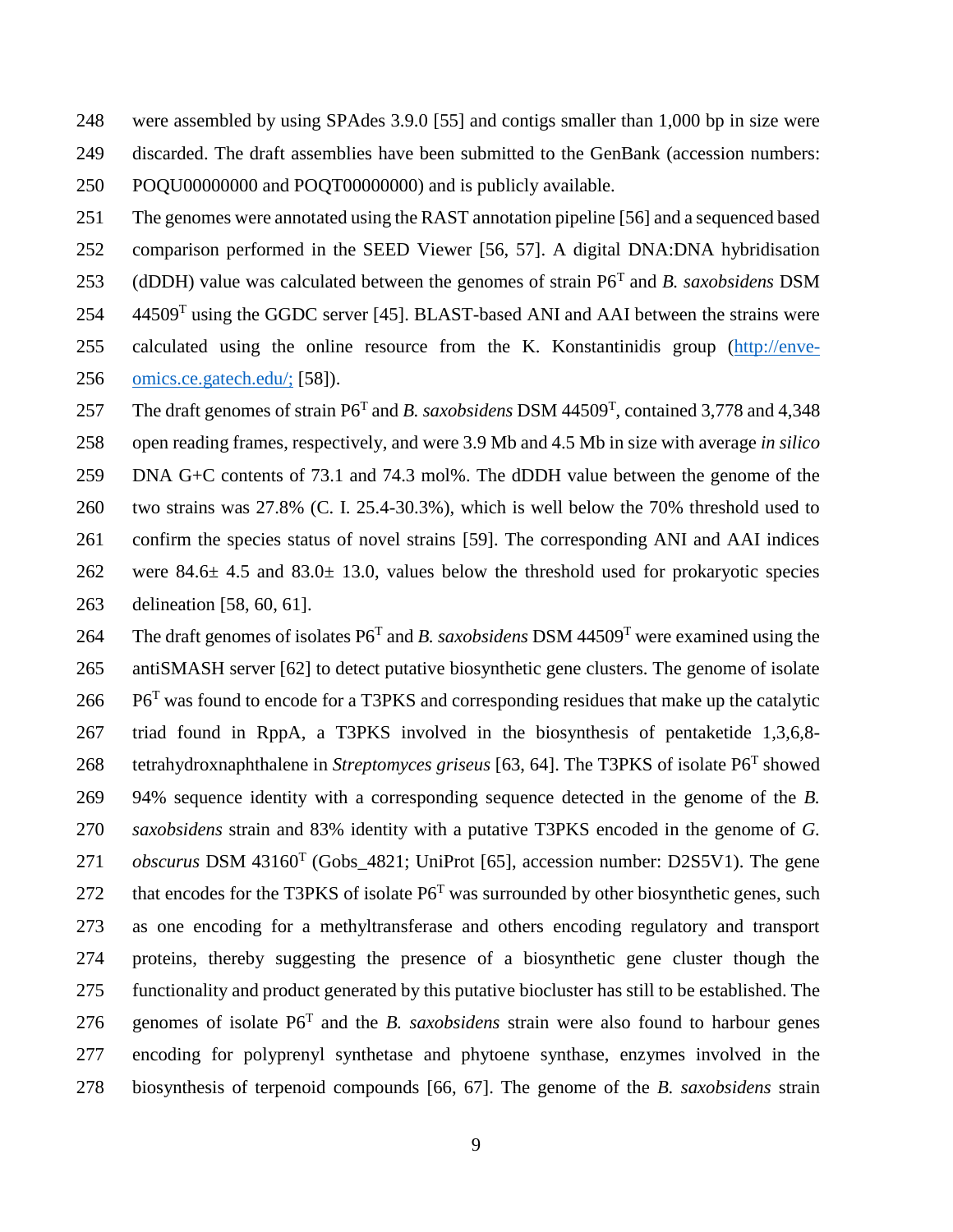were assembled by using SPAdes 3.9.0 [55] and contigs smaller than 1,000 bp in size were discarded. The draft assemblies have been submitted to the GenBank (accession numbers: POQU00000000 and POQT00000000) and is publicly available.

The genomes were annotated using the RAST annotation pipeline [56] and a sequenced based comparison performed in the SEED Viewer [56, 57]. A digital DNA:DNA hybridisation (dDDH) value was calculated between the genomes of strain P6$^T$ and *B. saxobsidens* DSM 44509$^T$ using the GGDC server [45]. BLAST-based ANI and AAI between the strains were calculated using the online resource from the K. Konstantinidis group (http://enve-omics.ce.gatech.edu/; [58]).

The draft genomes of strain P6$^T$ and *B. saxobsidens* DSM 44509$^T$, contained 3,778 and 4,348 open reading frames, respectively, and were 3.9 Mb and 4.5 Mb in size with average *in silico* DNA G+C contents of 73.1 and 74.3 mol%. The dDDH value between the genome of the two strains was 27.8% (C. I. 25.4-30.3%), which is well below the 70% threshold used to confirm the species status of novel strains [59]. The corresponding ANI and AAI indices were 84.6± 4.5 and 83.0± 13.0, values below the threshold used for prokaryotic species delineation [58, 60, 61].

The draft genomes of isolates P6$^T$ and *B. saxobsidens* DSM 44509$^T$ were examined using the antiSMASH server [62] to detect putative biosynthetic gene clusters. The genome of isolate P6$^T$ was found to encode for a T3PKS and corresponding residues that make up the catalytic triad found in RppA, a T3PKS involved in the biosynthesis of pentaketide 1,3,6,8-tetrahydroxnaphthalene in *Streptomyces griseus* [63, 64]. The T3PKS of isolate P6$^T$ showed 94% sequence identity with a corresponding sequence detected in the genome of the *B. saxobsidens* strain and 83% identity with a putative T3PKS encoded in the genome of *G. obscurus* DSM 43160$^T$ (Gobs_4821; UniProt [65], accession number: D2S5V1). The gene that encodes for the T3PKS of isolate P6$^T$ was surrounded by other biosynthetic genes, such as one encoding for a methyltransferase and others encoding regulatory and transport proteins, thereby suggesting the presence of a biosynthetic gene cluster though the functionality and product generated by this putative biocluster has still to be established. The genomes of isolate P6$^T$ and the *B. saxobsidens* strain were also found to harbour genes encoding for polyprenyl synthetase and phytoene synthase, enzymes involved in the biosynthesis of terpenoid compounds [66, 67]. The genome of the *B. saxobsidens* strain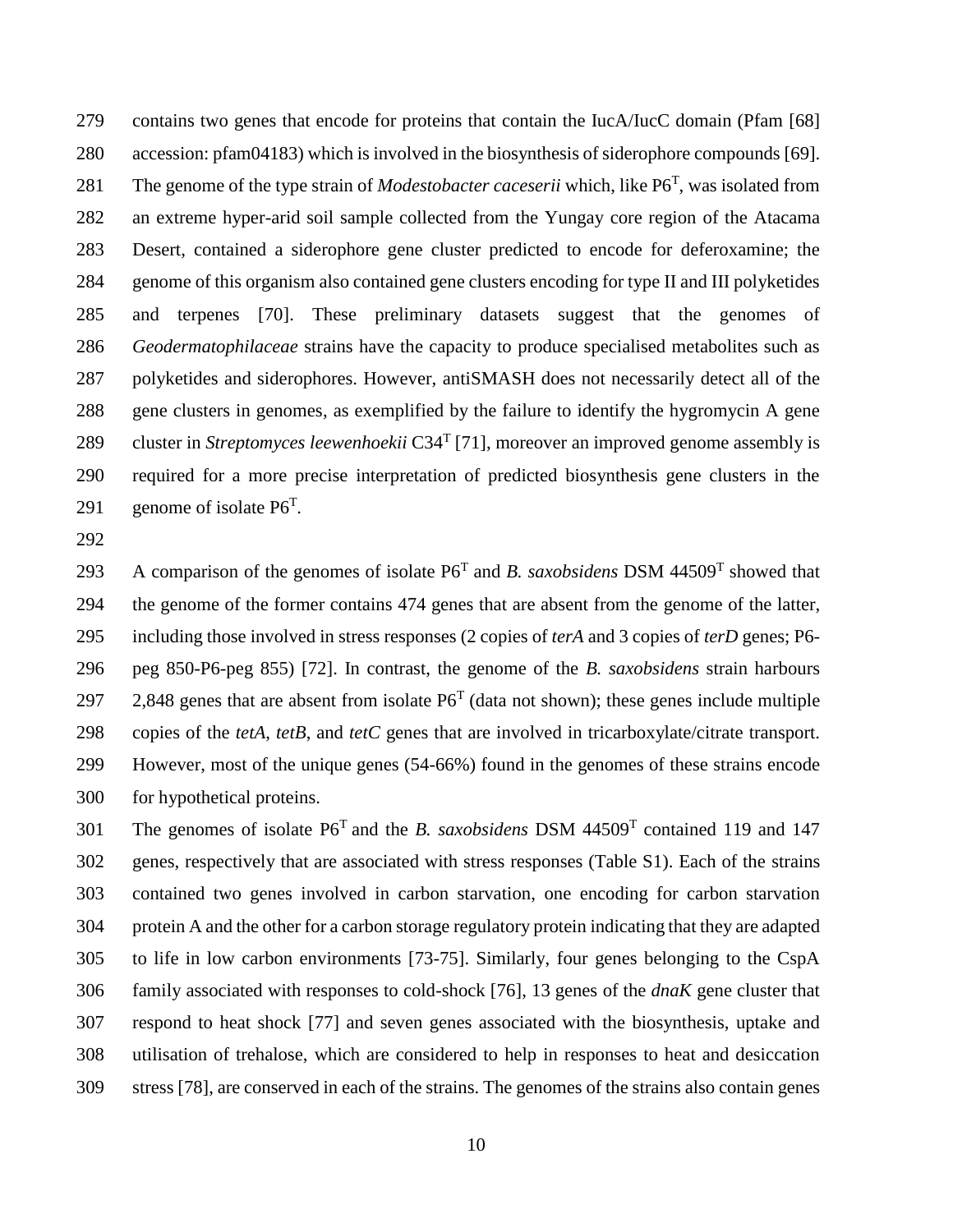contains two genes that encode for proteins that contain the IucA/IucC domain (Pfam [68] accession: pfam04183) which is involved in the biosynthesis of siderophore compounds [69]. The genome of the type strain of *Modestobacter caceserii* which, like P6$^T$, was isolated from an extreme hyper-arid soil sample collected from the Yungay core region of the Atacama Desert, contained a siderophore gene cluster predicted to encode for deferoxamine; the genome of this organism also contained gene clusters encoding for type II and III polyketides and terpenes [70]. These preliminary datasets suggest that the genomes of *Geodermatophilaceae* strains have the capacity to produce specialised metabolites such as polyketides and siderophores. However, antiSMASH does not necessarily detect all of the gene clusters in genomes, as exemplified by the failure to identify the hygromycin A gene cluster in *Streptomyces leewenhoekii* C34$^T$ [71], moreover an improved genome assembly is required for a more precise interpretation of predicted biosynthesis gene clusters in the genome of isolate P6$^T$.

A comparison of the genomes of isolate P6$^T$ and *B. saxobsidens* DSM 44509$^T$ showed that the genome of the former contains 474 genes that are absent from the genome of the latter, including those involved in stress responses (2 copies of *terA* and 3 copies of *terD* genes; P6-peg 850-P6-peg 855) [72]. In contrast, the genome of the *B. saxobsidens* strain harbours 2,848 genes that are absent from isolate P6$^T$ (data not shown); these genes include multiple copies of the *tetA*, *tetB*, and *tetC* genes that are involved in tricarboxylate/citrate transport. However, most of the unique genes (54-66%) found in the genomes of these strains encode for hypothetical proteins.

The genomes of isolate P6$^T$ and the *B. saxobsidens* DSM 44509$^T$ contained 119 and 147 genes, respectively that are associated with stress responses (Table S1). Each of the strains contained two genes involved in carbon starvation, one encoding for carbon starvation protein A and the other for a carbon storage regulatory protein indicating that they are adapted to life in low carbon environments [73-75]. Similarly, four genes belonging to the CspA family associated with responses to cold-shock [76], 13 genes of the *dnaK* gene cluster that respond to heat shock [77] and seven genes associated with the biosynthesis, uptake and utilisation of trehalose, which are considered to help in responses to heat and desiccation stress [78], are conserved in each of the strains. The genomes of the strains also contain genes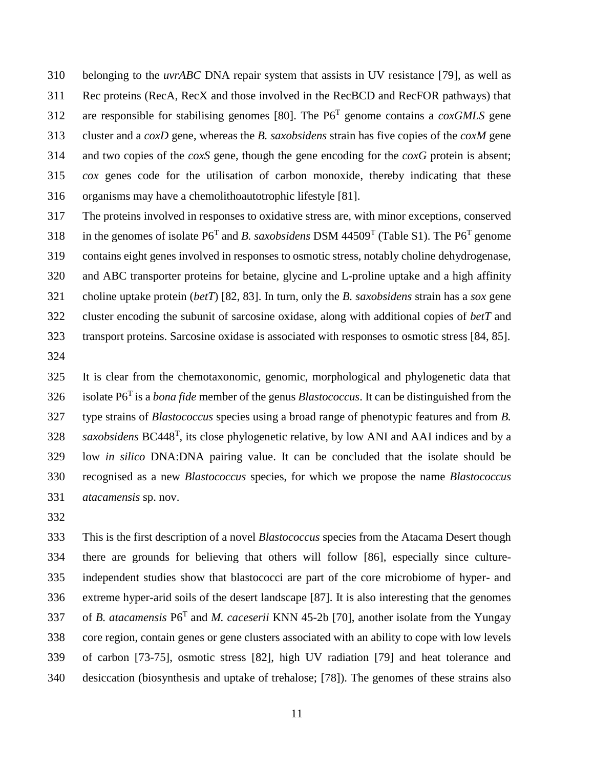belonging to the *uvrABC* DNA repair system that assists in UV resistance [79], as well as Rec proteins (RecA, RecX and those involved in the RecBCD and RecFOR pathways) that are responsible for stabilising genomes [80]. The P6$^T$ genome contains a *coxGMLS* gene cluster and a *coxD* gene, whereas the *B. saxobsidens* strain has five copies of the *coxM* gene and two copies of the *coxS* gene, though the gene encoding for the *coxG* protein is absent; *cox* genes code for the utilisation of carbon monoxide, thereby indicating that these organisms may have a chemolithoautotrophic lifestyle [81].

The proteins involved in responses to oxidative stress are, with minor exceptions, conserved in the genomes of isolate P6$^T$ and *B. saxobsidens* DSM 44509$^T$ (Table S1). The P6$^T$ genome contains eight genes involved in responses to osmotic stress, notably choline dehydrogenase, and ABC transporter proteins for betaine, glycine and L-proline uptake and a high affinity choline uptake protein (*betT*) [82, 83]. In turn, only the *B. saxobsidens* strain has a *sox* gene cluster encoding the subunit of sarcosine oxidase, along with additional copies of *betT* and transport proteins. Sarcosine oxidase is associated with responses to osmotic stress [84, 85].

It is clear from the chemotaxonomic, genomic, morphological and phylogenetic data that isolate P6$^T$ is a *bona fide* member of the genus *Blastococcus*. It can be distinguished from the type strains of *Blastococcus* species using a broad range of phenotypic features and from *B. saxobsidens* BC448$^T$, its close phylogenetic relative, by low ANI and AAI indices and by a low *in silico* DNA:DNA pairing value. It can be concluded that the isolate should be recognised as a new *Blastococcus* species, for which we propose the name *Blastococcus atacamensis* sp. nov.

This is the first description of a novel *Blastococcus* species from the Atacama Desert though there are grounds for believing that others will follow [86], especially since culture-independent studies show that blastococci are part of the core microbiome of hyper- and extreme hyper-arid soils of the desert landscape [87]. It is also interesting that the genomes of *B. atacamensis* P6$^T$ and *M. caceserii* KNN 45-2b [70], another isolate from the Yungay core region, contain genes or gene clusters associated with an ability to cope with low levels of carbon [73-75], osmotic stress [82], high UV radiation [79] and heat tolerance and desiccation (biosynthesis and uptake of trehalose; [78]). The genomes of these strains also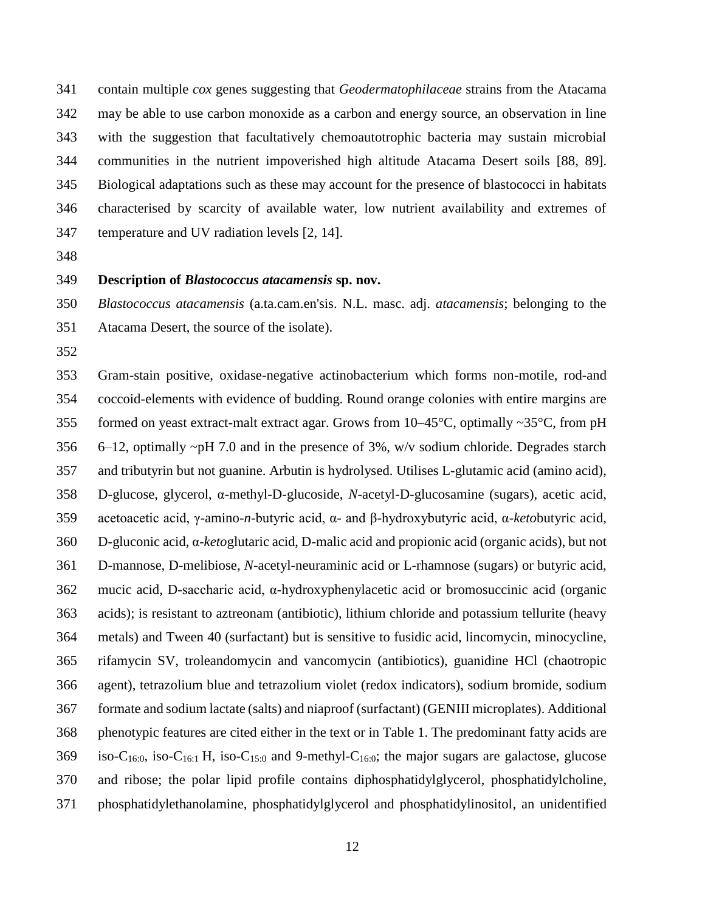contain multiple *cox* genes suggesting that *Geodermatophilaceae* strains from the Atacama may be able to use carbon monoxide as a carbon and energy source, an observation in line with the suggestion that facultatively chemoautotrophic bacteria may sustain microbial communities in the nutrient impoverished high altitude Atacama Desert soils [88, 89]. Biological adaptations such as these may account for the presence of blastococci in habitats characterised by scarcity of available water, low nutrient availability and extremes of temperature and UV radiation levels [2, 14].

### Description of *Blastococcus atacamensis* sp. nov.

*Blastococcus atacamensis* (a.ta.cam.en'sis. N.L. masc. adj. *atacamensis*; belonging to the Atacama Desert, the source of the isolate).

Gram-stain positive, oxidase-negative actinobacterium which forms non-motile, rod-and coccoid-elements with evidence of budding. Round orange colonies with entire margins are formed on yeast extract-malt extract agar. Grows from 10–45°C, optimally ~35°C, from pH 6–12, optimally ~pH 7.0 and in the presence of 3%, w/v sodium chloride. Degrades starch and tributyrin but not guanine. Arbutin is hydrolysed. Utilises L-glutamic acid (amino acid), D-glucose, glycerol, α-methyl-D-glucoside, *N*-acetyl-D-glucosamine (sugars), acetic acid, acetoacetic acid, γ-amino-*n*-butyric acid, α- and β-hydroxybutyric acid, α-*keto*butyric acid, D-gluconic acid, α-*keto*glutaric acid, D-malic acid and propionic acid (organic acids), but not D-mannose, D-melibiose, *N*-acetyl-neuraminic acid or L-rhamnose (sugars) or butyric acid, mucic acid, D-saccharic acid, α-hydroxyphenylacetic acid or bromosuccinic acid (organic acids); is resistant to aztreonam (antibiotic), lithium chloride and potassium tellurite (heavy metals) and Tween 40 (surfactant) but is sensitive to fusidic acid, lincomycin, minocycline, rifamycin SV, troleandomycin and vancomycin (antibiotics), guanidine HCl (chaotropic agent), tetrazolium blue and tetrazolium violet (redox indicators), sodium bromide, sodium formate and sodium lactate (salts) and niaproof (surfactant) (GENIII microplates). Additional phenotypic features are cited either in the text or in Table 1. The predominant fatty acids are iso-$C_{16:0}$, iso-$C_{16:1}$ H, iso-$C_{15:0}$ and 9-methyl-$C_{16:0}$; the major sugars are galactose, glucose and ribose; the polar lipid profile contains diphosphatidylglycerol, phosphatidylcholine, phosphatidylethanolamine, phosphatidylglycerol and phosphatidylinositol, an unidentified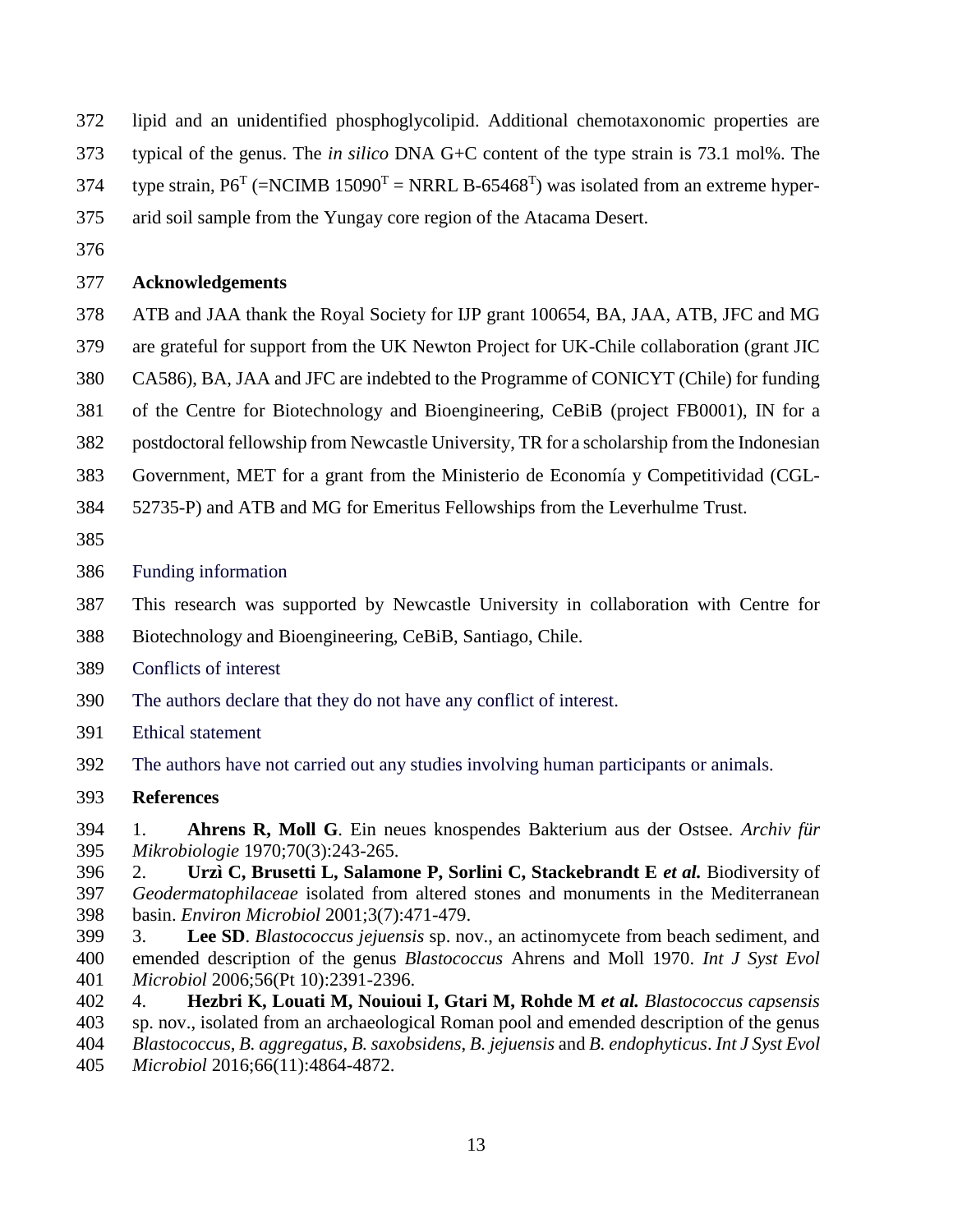lipid and an unidentified phosphoglycolipid. Additional chemotaxonomic properties are typical of the genus. The *in silico* DNA G+C content of the type strain is 73.1 mol%. The type strain, P6$^T$ (=NCIMB 15090$^T$ = NRRL B-65468$^T$) was isolated from an extreme hyper-arid soil sample from the Yungay core region of the Atacama Desert.

## Acknowledgements

ATB and JAA thank the Royal Society for IJP grant 100654, BA, JAA, ATB, JFC and MG are grateful for support from the UK Newton Project for UK-Chile collaboration (grant JIC CA586), BA, JAA and JFC are indebted to the Programme of CONICYT (Chile) for funding of the Centre for Biotechnology and Bioengineering, CeBiB (project FB0001), IN for a postdoctoral fellowship from Newcastle University, TR for a scholarship from the Indonesian Government, MET for a grant from the Ministerio de Economía y Competitividad (CGL-52735-P) and ATB and MG for Emeritus Fellowships from the Leverhulme Trust.

## Funding information

This research was supported by Newcastle University in collaboration with Centre for Biotechnology and Bioengineering, CeBiB, Santiago, Chile.

## Conflicts of interest

The authors declare that they do not have any conflict of interest.

## Ethical statement

The authors have not carried out any studies involving human participants or animals.

## References

1. **Ahrens R, Moll G**. Ein neues knospendes Bakterium aus der Ostsee. *Archiv für Mikrobiologie* 1970;70(3):243-265.
2. **Urzì C, Brusetti L, Salamone P, Sorlini C, Stackebrandt E *et al.*** Biodiversity of *Geodermatophilaceae* isolated from altered stones and monuments in the Mediterranean basin. *Environ Microbiol* 2001;3(7):471-479.
3. **Lee SD**. *Blastococcus jejuensis* sp. nov., an actinomycete from beach sediment, and emended description of the genus *Blastococcus* Ahrens and Moll 1970. *Int J Syst Evol Microbiol* 2006;56(Pt 10):2391-2396.
4. **Hezbri K, Louati M, Nouioui I, Gtari M, Rohde M *et al.*** *Blastococcus capsensis* sp. nov., isolated from an archaeological Roman pool and emended description of the genus *Blastococcus*, *B. aggregatus*, *B. saxobsidens*, *B. jejuensis* and *B. endophyticus*. *Int J Syst Evol Microbiol* 2016;66(11):4864-4872.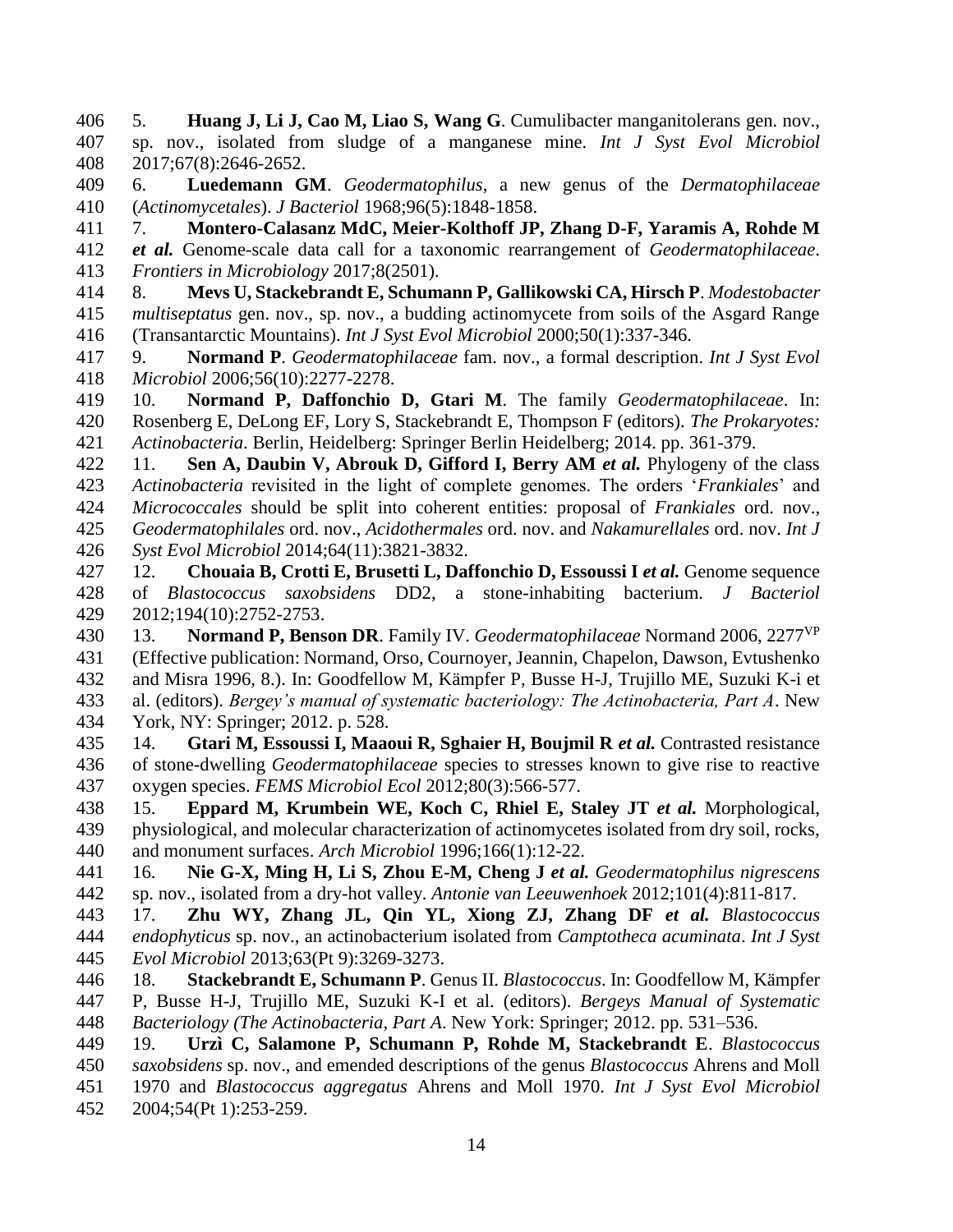5. **Huang J, Li J, Cao M, Liao S, Wang G**. Cumulibacter manganitolerans gen. nov., sp. nov., isolated from sludge of a manganese mine. *Int J Syst Evol Microbiol* 2017;67(8):2646-2652.

6. **Luedemann GM**. *Geodermatophilus*, a new genus of the *Dermatophilaceae* (*Actinomycetales*). *J Bacteriol* 1968;96(5):1848-1858.

7. **Montero-Calasanz MdC, Meier-Kolthoff JP, Zhang D-F, Yaramis A, Rohde M *et al.*** Genome-scale data call for a taxonomic rearrangement of *Geodermatophilaceae*. *Frontiers in Microbiology* 2017;8(2501).

8. **Mevs U, Stackebrandt E, Schumann P, Gallikowski CA, Hirsch P**. *Modestobacter multiseptatus* gen. nov., sp. nov., a budding actinomycete from soils of the Asgard Range (Transantarctic Mountains). *Int J Syst Evol Microbiol* 2000;50(1):337-346.

9. **Normand P**. *Geodermatophilaceae* fam. nov., a formal description. *Int J Syst Evol Microbiol* 2006;56(10):2277-2278.

10. **Normand P, Daffonchio D, Gtari M**. The family *Geodermatophilaceae*. In: Rosenberg E, DeLong EF, Lory S, Stackebrandt E, Thompson F (editors). *The Prokaryotes: Actinobacteria*. Berlin, Heidelberg: Springer Berlin Heidelberg; 2014. pp. 361-379.

11. **Sen A, Daubin V, Abrouk D, Gifford I, Berry AM *et al.*** Phylogeny of the class *Actinobacteria* revisited in the light of complete genomes. The orders '*Frankiales*' and *Micrococcales* should be split into coherent entities: proposal of *Frankiales* ord. nov., *Geodermatophilales* ord. nov., *Acidothermales* ord. nov. and *Nakamurellales* ord. nov. *Int J Syst Evol Microbiol* 2014;64(11):3821-3832.

12. **Chouaia B, Crotti E, Brusetti L, Daffonchio D, Essoussi I *et al.*** Genome sequence of *Blastococcus saxobsidens* DD2, a stone-inhabiting bacterium. *J Bacteriol* 2012;194(10):2752-2753.

13. **Normand P, Benson DR**. Family IV. *Geodermatophilaceae* Normand 2006, 2277[VP] (Effective publication: Normand, Orso, Cournoyer, Jeannin, Chapelon, Dawson, Evtushenko and Misra 1996, 8.). In: Goodfellow M, Kämpfer P, Busse H-J, Trujillo ME, Suzuki K-i et al. (editors). *Bergey's manual of systematic bacteriology: The Actinobacteria, Part A*. New York, NY: Springer; 2012. p. 528.

14. **Gtari M, Essoussi I, Maaoui R, Sghaier H, Boujmil R *et al.*** Contrasted resistance of stone-dwelling *Geodermatophilaceae* species to stresses known to give rise to reactive oxygen species. *FEMS Microbiol Ecol* 2012;80(3):566-577.

15. **Eppard M, Krumbein WE, Koch C, Rhiel E, Staley JT *et al.*** Morphological, physiological, and molecular characterization of actinomycetes isolated from dry soil, rocks, and monument surfaces. *Arch Microbiol* 1996;166(1):12-22.

16. **Nie G-X, Ming H, Li S, Zhou E-M, Cheng J *et al.*** *Geodermatophilus nigrescens* sp. nov., isolated from a dry-hot valley. *Antonie van Leeuwenhoek* 2012;101(4):811-817.

17. **Zhu WY, Zhang JL, Qin YL, Xiong ZJ, Zhang DF *et al.*** *Blastococcus endophyticus* sp. nov., an actinobacterium isolated from *Camptotheca acuminata*. *Int J Syst Evol Microbiol* 2013;63(Pt 9):3269-3273.

18. **Stackebrandt E, Schumann P**. Genus II. *Blastococcus*. In: Goodfellow M, Kämpfer P, Busse H-J, Trujillo ME, Suzuki K-I et al. (editors). *Bergeys Manual of Systematic Bacteriology (The Actinobacteria, Part A*. New York: Springer; 2012. pp. 531–536.

19. **Urzì C, Salamone P, Schumann P, Rohde M, Stackebrandt E**. *Blastococcus saxobsidens* sp. nov., and emended descriptions of the genus *Blastococcus* Ahrens and Moll 1970 and *Blastococcus aggregatus* Ahrens and Moll 1970. *Int J Syst Evol Microbiol* 2004;54(Pt 1):253-259.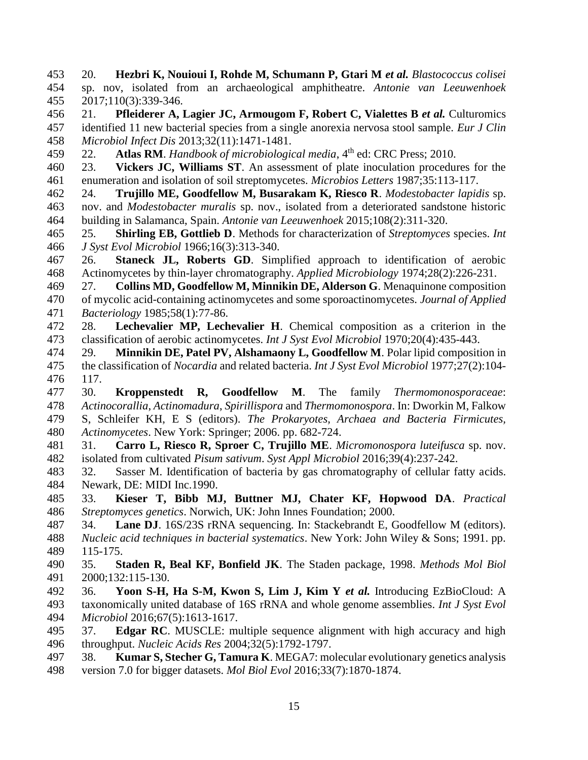20. **Hezbri K, Nouioui I, Rohde M, Schumann P, Gtari M *et al.*** *Blastococcus colisei* sp. nov, isolated from an archaeological amphitheatre. *Antonie van Leeuwenhoek* 2017;110(3):339-346.

21. **Pfleiderer A, Lagier JC, Armougom F, Robert C, Vialettes B *et al.*** Culturomics identified 11 new bacterial species from a single anorexia nervosa stool sample. *Eur J Clin Microbiol Infect Dis* 2013;32(11):1471-1481.

22. **Atlas RM**. *Handbook of microbiological media*, 4th ed: CRC Press; 2010.

23. **Vickers JC, Williams ST**. An assessment of plate inoculation procedures for the enumeration and isolation of soil streptomycetes. *Microbios Letters* 1987;35:113-117.

24. **Trujillo ME, Goodfellow M, Busarakam K, Riesco R**. *Modestobacter lapidis* sp. nov. and *Modestobacter muralis* sp. nov., isolated from a deteriorated sandstone historic building in Salamanca, Spain. *Antonie van Leeuwenhoek* 2015;108(2):311-320.

25. **Shirling EB, Gottlieb D**. Methods for characterization of *Streptomyces* species. *Int J Syst Evol Microbiol* 1966;16(3):313-340.

26. **Staneck JL, Roberts GD**. Simplified approach to identification of aerobic Actinomycetes by thin-layer chromatography. *Applied Microbiology* 1974;28(2):226-231.

27. **Collins MD, Goodfellow M, Minnikin DE, Alderson G**. Menaquinone composition of mycolic acid-containing actinomycetes and some sporoactinomycetes. *Journal of Applied Bacteriology* 1985;58(1):77-86.

28. **Lechevalier MP, Lechevalier H**. Chemical composition as a criterion in the classification of aerobic actinomycetes. *Int J Syst Evol Microbiol* 1970;20(4):435-443.

29. **Minnikin DE, Patel PV, Alshamaony L, Goodfellow M**. Polar lipid composition in the classification of *Nocardia* and related bacteria. *Int J Syst Evol Microbiol* 1977;27(2):104-117.

30. **Kroppenstedt R, Goodfellow M**. The family *Thermomonosporaceae*: *Actinocorallia*, *Actinomadura*, *Spirillispora* and *Thermomonospora*. In: Dworkin M, Falkow S, Schleifer KH, E S (editors). *The Prokaryotes, Archaea and Bacteria Firmicutes, Actinomycetes*. New York: Springer; 2006. pp. 682-724.

31. **Carro L, Riesco R, Sproer C, Trujillo ME**. *Micromonospora luteifusca* sp. nov. isolated from cultivated *Pisum sativum*. *Syst Appl Microbiol* 2016;39(4):237-242.

32. Sasser M. Identification of bacteria by gas chromatography of cellular fatty acids. Newark, DE: MIDI Inc.1990.

33. **Kieser T, Bibb MJ, Buttner MJ, Chater KF, Hopwood DA**. *Practical Streptomyces genetics*. Norwich, UK: John Innes Foundation; 2000.

34. **Lane DJ**. 16S/23S rRNA sequencing. In: Stackebrandt E, Goodfellow M (editors). *Nucleic acid techniques in bacterial systematics*. New York: John Wiley & Sons; 1991. pp. 115-175.

35. **Staden R, Beal KF, Bonfield JK**. The Staden package, 1998. *Methods Mol Biol* 2000;132:115-130.

36. **Yoon S-H, Ha S-M, Kwon S, Lim J, Kim Y *et al.*** Introducing EzBioCloud: A taxonomically united database of 16S rRNA and whole genome assemblies. *Int J Syst Evol Microbiol* 2016;67(5):1613-1617.

37. **Edgar RC**. MUSCLE: multiple sequence alignment with high accuracy and high throughput. *Nucleic Acids Res* 2004;32(5):1792-1797.

38. **Kumar S, Stecher G, Tamura K**. MEGA7: molecular evolutionary genetics analysis version 7.0 for bigger datasets. *Mol Biol Evol* 2016;33(7):1870-1874.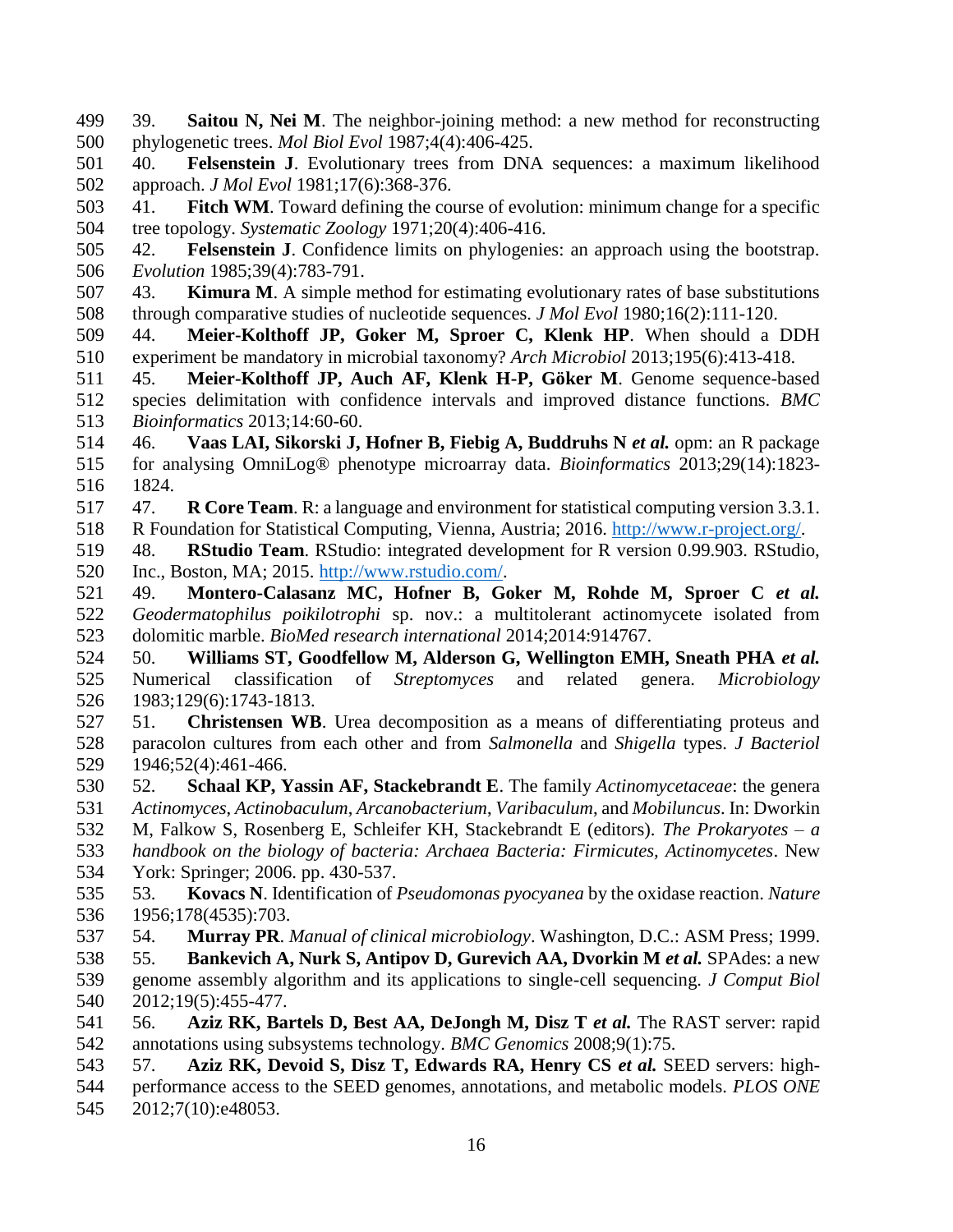39. **Saitou N, Nei M**. The neighbor-joining method: a new method for reconstructing phylogenetic trees. *Mol Biol Evol* 1987;4(4):406-425.

40. **Felsenstein J**. Evolutionary trees from DNA sequences: a maximum likelihood approach. *J Mol Evol* 1981;17(6):368-376.

41. **Fitch WM**. Toward defining the course of evolution: minimum change for a specific tree topology. *Systematic Zoology* 1971;20(4):406-416.

42. **Felsenstein J**. Confidence limits on phylogenies: an approach using the bootstrap. *Evolution* 1985;39(4):783-791.

43. **Kimura M**. A simple method for estimating evolutionary rates of base substitutions through comparative studies of nucleotide sequences. *J Mol Evol* 1980;16(2):111-120.

44. **Meier-Kolthoff JP, Goker M, Sproer C, Klenk HP**. When should a DDH experiment be mandatory in microbial taxonomy? *Arch Microbiol* 2013;195(6):413-418.

45. **Meier-Kolthoff JP, Auch AF, Klenk H-P, Göker M**. Genome sequence-based species delimitation with confidence intervals and improved distance functions. *BMC Bioinformatics* 2013;14:60-60.

46. **Vaas LAI, Sikorski J, Hofner B, Fiebig A, Buddruhs N *et al.*** opm: an R package for analysing OmniLog® phenotype microarray data. *Bioinformatics* 2013;29(14):1823-1824.

47. **R Core Team**. R: a language and environment for statistical computing version 3.3.1. R Foundation for Statistical Computing, Vienna, Austria; 2016. http://www.r-project.org/.

48. **RStudio Team**. RStudio: integrated development for R version 0.99.903. RStudio, Inc., Boston, MA; 2015. http://www.rstudio.com/.

49. **Montero-Calasanz MC, Hofner B, Goker M, Rohde M, Sproer C *et al.*** *Geodermatophilus poikilotrophi* sp. nov.: a multitolerant actinomycete isolated from dolomitic marble. *BioMed research international* 2014;2014:914767.

50. **Williams ST, Goodfellow M, Alderson G, Wellington EMH, Sneath PHA *et al.*** Numerical classification of *Streptomyces* and related genera. *Microbiology* 1983;129(6):1743-1813.

51. **Christensen WB**. Urea decomposition as a means of differentiating proteus and paracolon cultures from each other and from *Salmonella* and *Shigella* types. *J Bacteriol* 1946;52(4):461-466.

52. **Schaal KP, Yassin AF, Stackebrandt E**. The family *Actinomycetaceae*: the genera *Actinomyces*, *Actinobaculum*, *Arcanobacterium*, *Varibaculum*, and *Mobiluncus*. In: Dworkin M, Falkow S, Rosenberg E, Schleifer KH, Stackebrandt E (editors). *The Prokaryotes – a handbook on the biology of bacteria: Archaea Bacteria: Firmicutes, Actinomycetes*. New York: Springer; 2006. pp. 430-537.

53. **Kovacs N**. Identification of *Pseudomonas pyocyanea* by the oxidase reaction. *Nature* 1956;178(4535):703.

54. **Murray PR**. *Manual of clinical microbiology*. Washington, D.C.: ASM Press; 1999.

55. **Bankevich A, Nurk S, Antipov D, Gurevich AA, Dvorkin M *et al.*** SPAdes: a new genome assembly algorithm and its applications to single-cell sequencing. *J Comput Biol* 2012;19(5):455-477.

56. **Aziz RK, Bartels D, Best AA, DeJongh M, Disz T *et al.*** The RAST server: rapid annotations using subsystems technology. *BMC Genomics* 2008;9(1):75.

57. **Aziz RK, Devoid S, Disz T, Edwards RA, Henry CS *et al.*** SEED servers: high-performance access to the SEED genomes, annotations, and metabolic models. *PLOS ONE* 2012;7(10):e48053.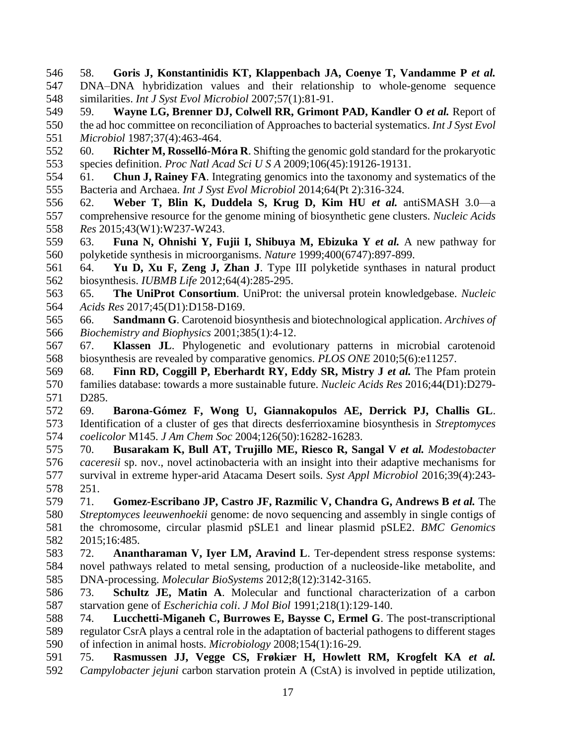58. **Goris J, Konstantinidis KT, Klappenbach JA, Coenye T, Vandamme P *et al.*** DNA–DNA hybridization values and their relationship to whole-genome sequence similarities. *Int J Syst Evol Microbiol* 2007;57(1):81-91.

59. **Wayne LG, Brenner DJ, Colwell RR, Grimont PAD, Kandler O *et al.*** Report of the ad hoc committee on reconciliation of Approaches to bacterial systematics. *Int J Syst Evol Microbiol* 1987;37(4):463-464.

60. **Richter M, Rosselló-Móra R**. Shifting the genomic gold standard for the prokaryotic species definition. *Proc Natl Acad Sci U S A* 2009;106(45):19126-19131.

61. **Chun J, Rainey FA**. Integrating genomics into the taxonomy and systematics of the Bacteria and Archaea. *Int J Syst Evol Microbiol* 2014;64(Pt 2):316-324.

62. **Weber T, Blin K, Duddela S, Krug D, Kim HU *et al.*** antiSMASH 3.0—a comprehensive resource for the genome mining of biosynthetic gene clusters. *Nucleic Acids Res* 2015;43(W1):W237-W243.

63. **Funa N, Ohnishi Y, Fujii I, Shibuya M, Ebizuka Y *et al.*** A new pathway for polyketide synthesis in microorganisms. *Nature* 1999;400(6747):897-899.

64. **Yu D, Xu F, Zeng J, Zhan J**. Type III polyketide synthases in natural product biosynthesis. *IUBMB Life* 2012;64(4):285-295.

65. **The UniProt Consortium**. UniProt: the universal protein knowledgebase. *Nucleic Acids Res* 2017;45(D1):D158-D169.

66. **Sandmann G**. Carotenoid biosynthesis and biotechnological application. *Archives of Biochemistry and Biophysics* 2001;385(1):4-12.

67. **Klassen JL**. Phylogenetic and evolutionary patterns in microbial carotenoid biosynthesis are revealed by comparative genomics. *PLOS ONE* 2010;5(6):e11257.

68. **Finn RD, Coggill P, Eberhardt RY, Eddy SR, Mistry J *et al.*** The Pfam protein families database: towards a more sustainable future. *Nucleic Acids Res* 2016;44(D1):D279-D285.

69. **Barona-Gómez F, Wong U, Giannakopulos AE, Derrick PJ, Challis GL**. Identification of a cluster of ges that directs desferrioxamine biosynthesis in *Streptomyces coelicolor* M145. *J Am Chem Soc* 2004;126(50):16282-16283.

70. **Busarakam K, Bull AT, Trujillo ME, Riesco R, Sangal V *et al.*** *Modestobacter caceresii* sp. nov., novel actinobacteria with an insight into their adaptive mechanisms for survival in extreme hyper-arid Atacama Desert soils. *Syst Appl Microbiol* 2016;39(4):243-251.

71. **Gomez-Escribano JP, Castro JF, Razmilic V, Chandra G, Andrews B *et al.*** The *Streptomyces leeuwenhoekii* genome: de novo sequencing and assembly in single contigs of the chromosome, circular plasmid pSLE1 and linear plasmid pSLE2. *BMC Genomics* 2015;16:485.

72. **Anantharaman V, Iyer LM, Aravind L**. Ter-dependent stress response systems: novel pathways related to metal sensing, production of a nucleoside-like metabolite, and DNA-processing. *Molecular BioSystems* 2012;8(12):3142-3165.

73. **Schultz JE, Matin A**. Molecular and functional characterization of a carbon starvation gene of *Escherichia coli*. *J Mol Biol* 1991;218(1):129-140.

74. **Lucchetti-Miganeh C, Burrowes E, Baysse C, Ermel G**. The post-transcriptional regulator CsrA plays a central role in the adaptation of bacterial pathogens to different stages of infection in animal hosts. *Microbiology* 2008;154(1):16-29.

75. **Rasmussen JJ, Vegge CS, Frøkiær H, Howlett RM, Krogfelt KA *et al.*** *Campylobacter jejuni* carbon starvation protein A (CstA) is involved in peptide utilization,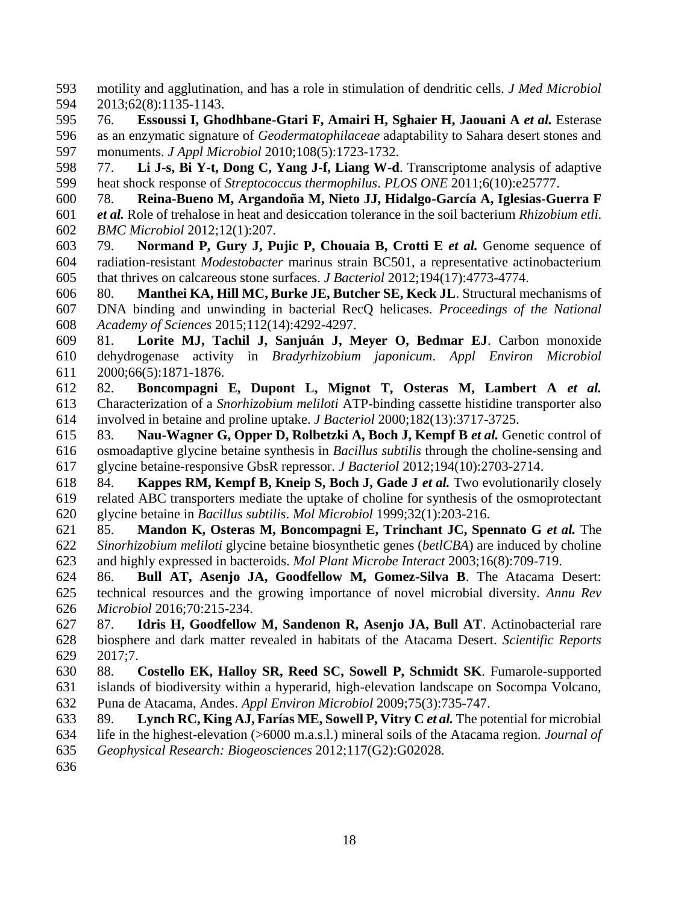motility and agglutination, and has a role in stimulation of dendritic cells. *J Med Microbiol* 2013;62(8):1135-1143.

76. **Essoussi I, Ghodhbane-Gtari F, Amairi H, Sghaier H, Jaouani A *et al.*** Esterase as an enzymatic signature of *Geodermatophilaceae* adaptability to Sahara desert stones and monuments. *J Appl Microbiol* 2010;108(5):1723-1732.

77. **Li J-s, Bi Y-t, Dong C, Yang J-f, Liang W-d**. Transcriptome analysis of adaptive heat shock response of *Streptococcus thermophilus*. *PLOS ONE* 2011;6(10):e25777.

78. **Reina-Bueno M, Argandoña M, Nieto JJ, Hidalgo-García A, Iglesias-Guerra F *et al.*** Role of trehalose in heat and desiccation tolerance in the soil bacterium *Rhizobium etli*. *BMC Microbiol* 2012;12(1):207.

79. **Normand P, Gury J, Pujic P, Chouaia B, Crotti E *et al.*** Genome sequence of radiation-resistant *Modestobacter* marinus strain BC501, a representative actinobacterium that thrives on calcareous stone surfaces. *J Bacteriol* 2012;194(17):4773-4774.

80. **Manthei KA, Hill MC, Burke JE, Butcher SE, Keck JL**. Structural mechanisms of DNA binding and unwinding in bacterial RecQ helicases. *Proceedings of the National Academy of Sciences* 2015;112(14):4292-4297.

81. **Lorite MJ, Tachil J, Sanjuán J, Meyer O, Bedmar EJ**. Carbon monoxide dehydrogenase activity in *Bradyrhizobium japonicum*. *Appl Environ Microbiol* 2000;66(5):1871-1876.

82. **Boncompagni E, Dupont L, Mignot T, Osteras M, Lambert A *et al.*** Characterization of a *Snorhizobium meliloti* ATP-binding cassette histidine transporter also involved in betaine and proline uptake. *J Bacteriol* 2000;182(13):3717-3725.

83. **Nau-Wagner G, Opper D, Rolbetzki A, Boch J, Kempf B *et al.*** Genetic control of osmoadaptive glycine betaine synthesis in *Bacillus subtilis* through the choline-sensing and glycine betaine-responsive GbsR repressor. *J Bacteriol* 2012;194(10):2703-2714.

84. **Kappes RM, Kempf B, Kneip S, Boch J, Gade J *et al.*** Two evolutionarily closely related ABC transporters mediate the uptake of choline for synthesis of the osmoprotectant glycine betaine in *Bacillus subtilis*. *Mol Microbiol* 1999;32(1):203-216.

85. **Mandon K, Osteras M, Boncompagni E, Trinchant JC, Spennato G *et al.*** The *Sinorhizobium meliloti* glycine betaine biosynthetic genes (*betlCBA*) are induced by choline and highly expressed in bacteroids. *Mol Plant Microbe Interact* 2003;16(8):709-719.

86. **Bull AT, Asenjo JA, Goodfellow M, Gomez-Silva B**. The Atacama Desert: technical resources and the growing importance of novel microbial diversity. *Annu Rev Microbiol* 2016;70:215-234.

87. **Idris H, Goodfellow M, Sandenon R, Asenjo JA, Bull AT**. Actinobacterial rare biosphere and dark matter revealed in habitats of the Atacama Desert. *Scientific Reports* 2017;7.

88. **Costello EK, Halloy SR, Reed SC, Sowell P, Schmidt SK**. Fumarole-supported islands of biodiversity within a hyperarid, high-elevation landscape on Socompa Volcano, Puna de Atacama, Andes. *Appl Environ Microbiol* 2009;75(3):735-747.

89. **Lynch RC, King AJ, Farías ME, Sowell P, Vitry C *et al.*** The potential for microbial life in the highest-elevation (>6000 m.a.s.l.) mineral soils of the Atacama region. *Journal of Geophysical Research: Biogeosciences* 2012;117(G2):G02028.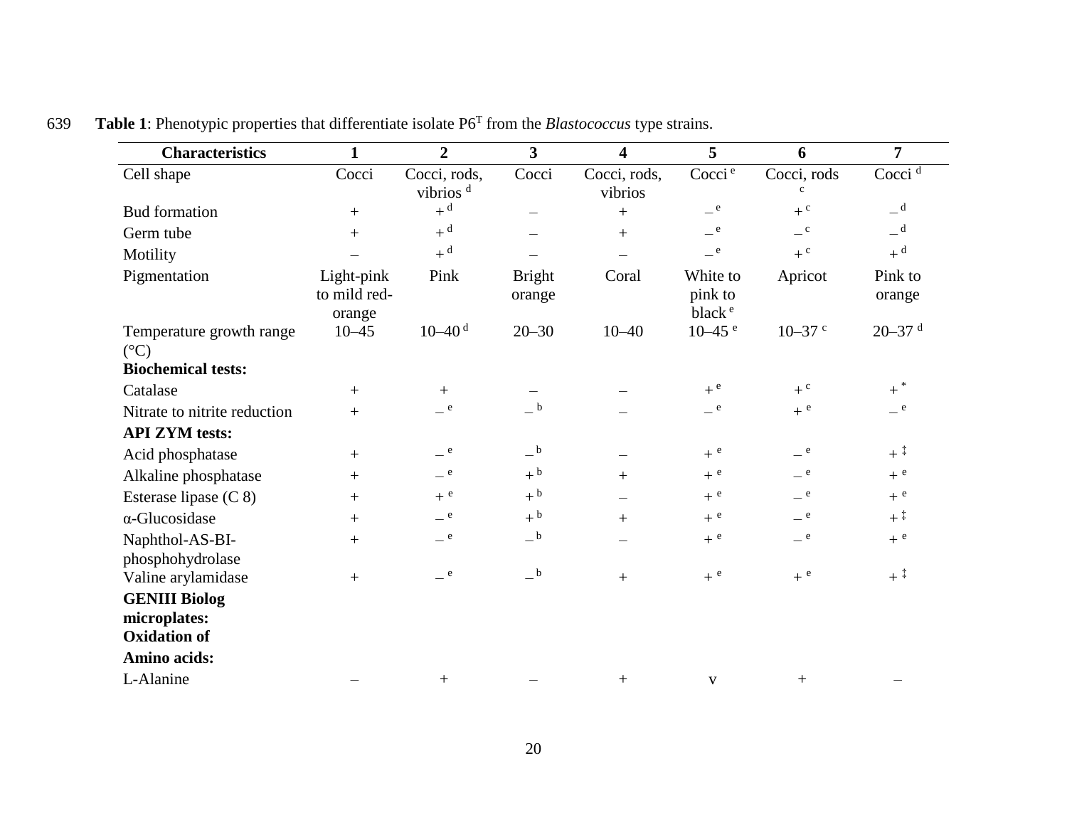639 **Table 1**: Phenotypic properties that differentiate isolate P6$^T$ from the *Blastococcus* type strains.

| Characteristics | 1 | 2 | 3 | 4 | 5 | 6 | 7 |
|---|---|---|---|---|---|---|---|
| Cell shape | Cocci | Cocci, rods, vibrios [d] | Cocci | Cocci, rods, vibrios | Cocci [e] | Cocci, rods [c] | Cocci [d] |
| Bud formation | + | + [d] | – | + | – [e] | + [c] | – [d] |
| Germ tube | + | + [d] | – | + | – [e] | – [c] | – [d] |
| Motility | – | + [d] | – | – | – [e] | + [c] | + [d] |
| Pigmentation | Light-pink to mild red-orange | Pink | Bright orange | Coral | White to pink to black [e] | Apricot | Pink to orange |
| Temperature growth range (°C) | 10–45 | 10–40 [d] | 20–30 | 10–40 | 10–45 [e] | 10–37 [c] | 20–37 [d] |
| **Biochemical tests:** | | | | | | | |
| Catalase | + | + | – | – | + [e] | + [c] | + [*] |
| Nitrate to nitrite reduction | + | – [e] | – [b] | – | – [e] | + [e] | – [e] |
| **API ZYM tests:** | | | | | | | |
| Acid phosphatase | + | – [e] | – [b] | – | + [e] | – [e] | + [‡] |
| Alkaline phosphatase | + | – [e] | + [b] | + | + [e] | – [e] | + [e] |
| Esterase lipase (C 8) | + | + [e] | + [b] | – | + [e] | – [e] | + [e] |
| α-Glucosidase | + | – [e] | + [b] | + | + [e] | – [e] | + [‡] |
| Naphthol-AS-BI-phosphohydrolase | + | – [e] | – [b] | – | + [e] | – [e] | + [e] |
| Valine arylamidase | + | – [e] | – [b] | + | + [e] | + [e] | + [‡] |
| **GENIII Biolog microplates: Oxidation of** | | | | | | | |
| **Amino acids:** | | | | | | | |
| L-Alanine | – | + | – | + | v | + | – |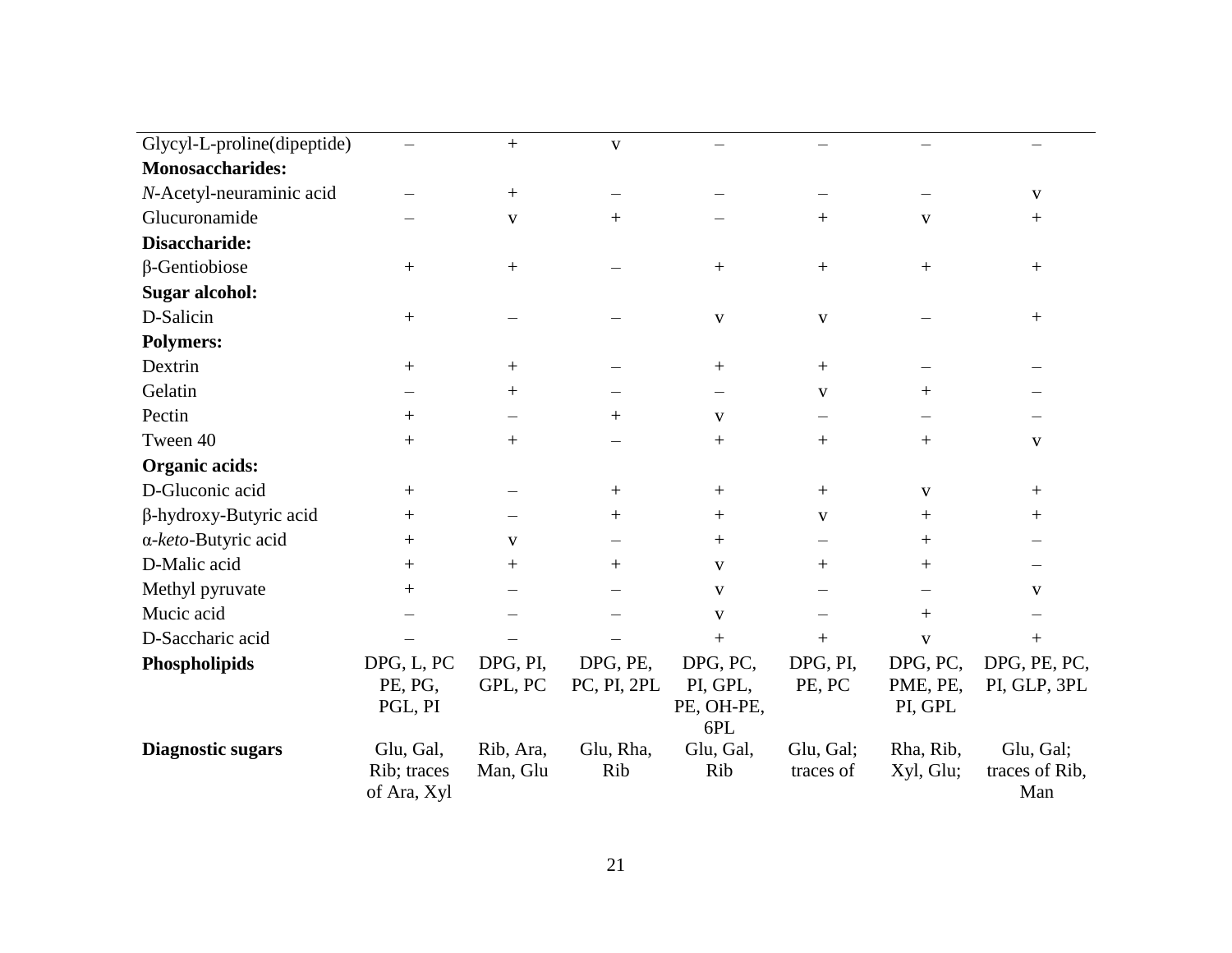| | | | | | | | |
|---|---|---|---|---|---|---|---|
| Glycyl-L-proline(dipeptide) | – | + | v | – | – | – | – |
| **Monosaccharides:** | | | | | | | |
| *N*-Acetyl-neuraminic acid | – | + | – | – | – | – | v |
| Glucuronamide | – | v | + | – | + | v | + |
| **Disaccharide:** | | | | | | | |
| β-Gentiobiose | + | + | – | + | + | + | + |
| **Sugar alcohol:** | | | | | | | |
| D-Salicin | + | – | – | v | v | – | + |
| **Polymers:** | | | | | | | |
| Dextrin | + | + | – | + | + | – | – |
| Gelatin | – | + | – | – | v | + | – |
| Pectin | + | – | + | v | – | – | – |
| Tween 40 | + | + | – | + | + | + | v |
| **Organic acids:** | | | | | | | |
| D-Gluconic acid | + | – | + | + | + | v | + |
| β-hydroxy-Butyric acid | + | – | + | + | v | + | + |
| α-*keto*-Butyric acid | + | v | – | + | – | + | – |
| D-Malic acid | + | + | + | v | + | + | – |
| Methyl pyruvate | + | – | – | v | – | – | v |
| Mucic acid | – | – | – | v | – | + | – |
| D-Saccharic acid | – | – | – | + | + | v | + |
| **Phospholipids** | DPG, L, PC PE, PG, PGL, PI | DPG, PI, GPL, PC | DPG, PE, PC, PI, 2PL | DPG, PC, PI, GPL, PE, OH-PE, 6PL | DPG, PI, PE, PC | DPG, PC, PME, PE, PI, GPL | DPG, PE, PC, PI, GLP, 3PL |
| **Diagnostic sugars** | Glu, Gal, Rib; traces of Ara, Xyl | Rib, Ara, Man, Glu | Glu, Rha, Rib | Glu, Gal, Rib | Glu, Gal; traces of | Rha, Rib, Xyl, Glu; | Glu, Gal; traces of Rib, Man |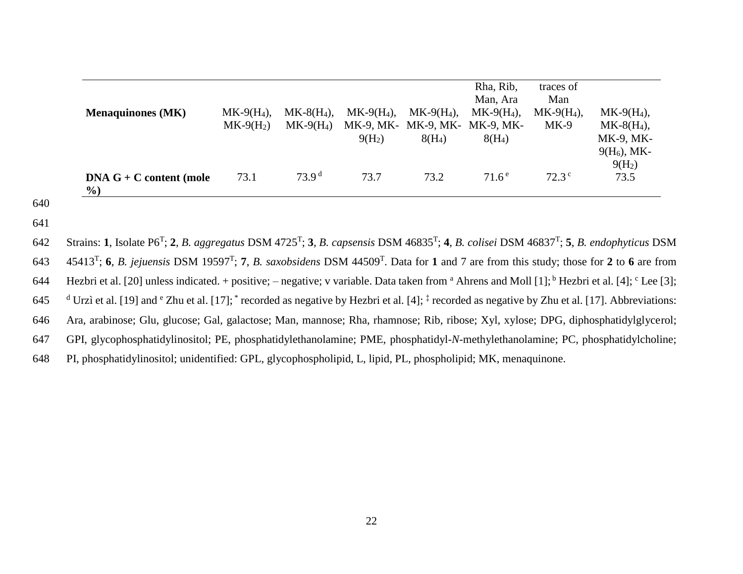| | | | | | Rha, Rib, Man, Ara | traces of Man | |
|---|---|---|---|---|---|---|---|
| **Menaquinones (MK)** | MK-9($H_4$), MK-9($H_2$) | MK-8($H_4$), MK-9($H_4$) | MK-9($H_4$), MK-9, MK-9($H_2$) | MK-9($H_4$), MK-9, MK-8($H_4$) | MK-9($H_4$), MK-9, MK-8($H_4$) | MK-9($H_4$), MK-9 | MK-9($H_4$), MK-8($H_4$), MK-9, MK-9($H_6$), MK-9($H_2$) |
| **DNA G + C content (mole %)** | 73.1 | 73.9 [d] | 73.7 | 73.2 | 71.6 [e] | 72.3 [c] | 73.5 |

Strains: **1**, Isolate P6[T]; **2**, *B. aggregatus* DSM 4725[T]; **3**, *B. capsensis* DSM 46835[T]; **4**, *B. colisei* DSM 46837[T]; **5**, *B. endophyticus* DSM 45413[T]; **6**, *B. jejuensis* DSM 19597[T]; **7**, *B. saxobsidens* DSM 44509[T]. Data for **1** and 7 are from this study; those for **2** to **6** are from Hezbri et al. [20] unless indicated. + positive; – negative; v variable. Data taken from [a] Ahrens and Moll [1]; [b] Hezbri et al. [4]; [c] Lee [3]; [d] Urzì et al. [19] and [e] Zhu et al. [17]; [*] recorded as negative by Hezbri et al. [4]; [‡] recorded as negative by Zhu et al. [17]. Abbreviations: Ara, arabinose; Glu, glucose; Gal, galactose; Man, mannose; Rha, rhamnose; Rib, ribose; Xyl, xylose; DPG, diphosphatidylglycerol; GPI, glycophosphatidylinositol; PE, phosphatidylethanolamine; PME, phosphatidyl-*N*-methylethanolamine; PC, phosphatidylcholine; PI, phosphatidylinositol; unidentified: GPL, glycophospholipid, L, lipid, PL, phospholipid; MK, menaquinone.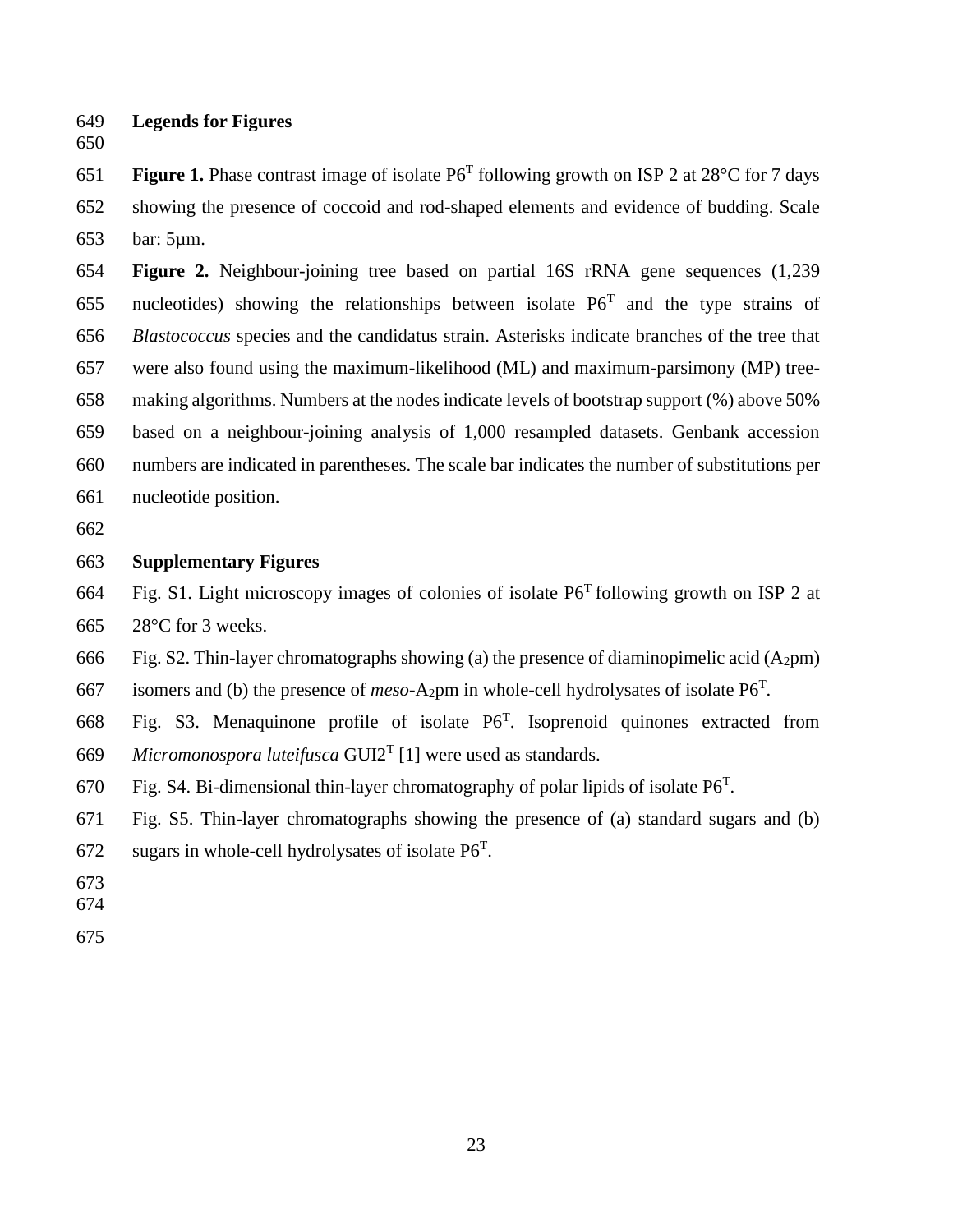**Legends for Figures**

**Figure 1.** Phase contrast image of isolate P6$^T$ following growth on ISP 2 at 28°C for 7 days showing the presence of coccoid and rod-shaped elements and evidence of budding. Scale bar: 5µm.

**Figure 2.** Neighbour-joining tree based on partial 16S rRNA gene sequences (1,239 nucleotides) showing the relationships between isolate P6$^T$ and the type strains of *Blastococcus* species and the candidatus strain. Asterisks indicate branches of the tree that were also found using the maximum-likelihood (ML) and maximum-parsimony (MP) tree-making algorithms. Numbers at the nodes indicate levels of bootstrap support (%) above 50% based on a neighbour-joining analysis of 1,000 resampled datasets. Genbank accession numbers are indicated in parentheses. The scale bar indicates the number of substitutions per nucleotide position.

**Supplementary Figures**

Fig. S1. Light microscopy images of colonies of isolate P6$^T$ following growth on ISP 2 at 28°C for 3 weeks.

Fig. S2. Thin-layer chromatographs showing (a) the presence of diaminopimelic acid ($A_2$pm) isomers and (b) the presence of *meso*-$A_2$pm in whole-cell hydrolysates of isolate P6$^T$.

Fig. S3. Menaquinone profile of isolate P6$^T$. Isoprenoid quinones extracted from *Micromonospora luteifusca* GUI2$^T$ [1] were used as standards.

Fig. S4. Bi-dimensional thin-layer chromatography of polar lipids of isolate P6$^T$.

Fig. S5. Thin-layer chromatographs showing the presence of (a) standard sugars and (b) sugars in whole-cell hydrolysates of isolate P6$^T$.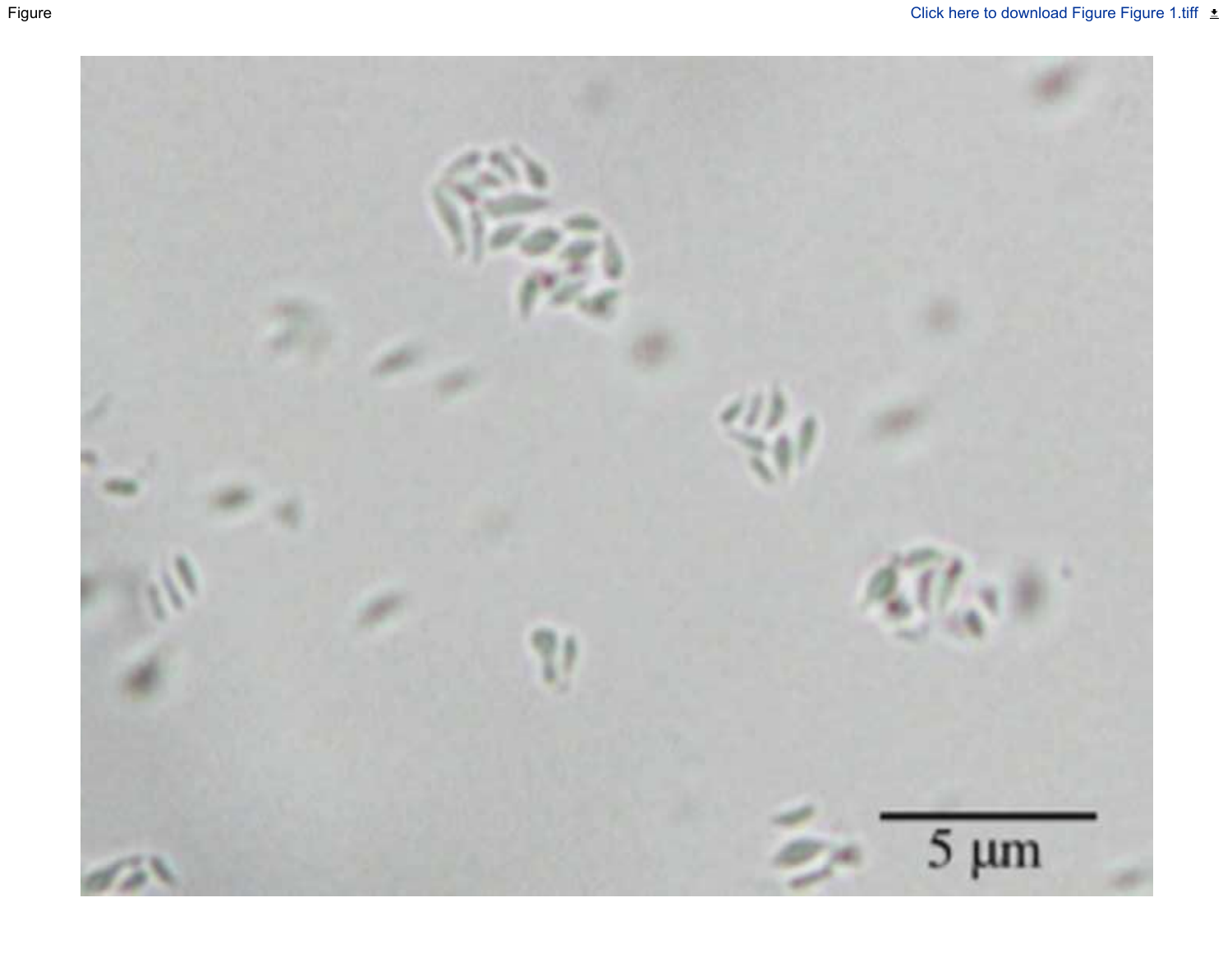Figure

Click here to download Figure Figure 1.tiff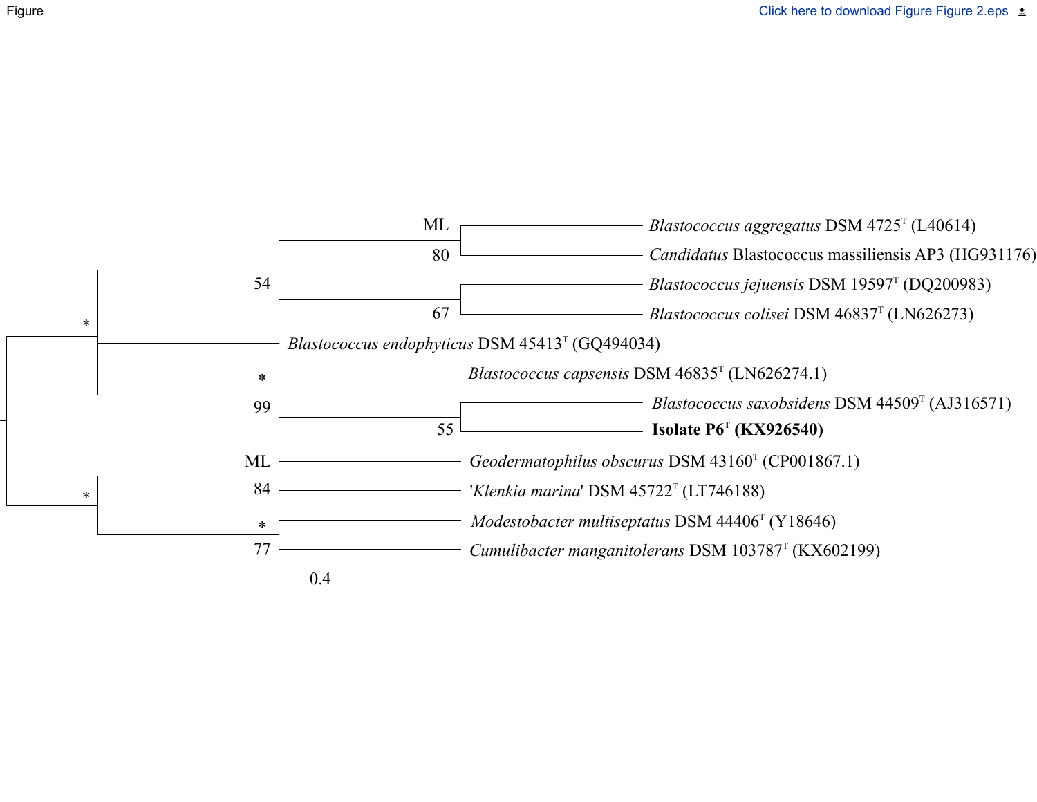Figure

Click here to download Figure Figure 2.eps

ML

80

*Blastococcus aggregatus* DSM 4725[T] (L40614)

*Candidatus* Blastococcus massiliensis AP3 (HG931176)

54

*Blastococcus jejuensis* DSM 19597[T] (DQ200983)

67

*Blastococcus colisei* DSM 46837[T] (LN626273)

*

*Blastococcus endophyticus* DSM 45413[T] (GQ494034)

*

99

*Blastococcus capsensis* DSM 46835[T] (LN626274.1)

*Blastococcus saxobsidens* DSM 44509[T] (AJ316571)

55

**Isolate P6[T] (KX926540)**

ML

84

*Geodermatophilus obscurus* DSM 43160[T] (CP001867.1)

'*Klenkia marina*' DSM 45722[T] (LT746188)

*

*

77

*Modestobacter multiseptatus* DSM 44406[T] (Y18646)

*Cumulibacter manganitolerans* DSM 103787[T] (KX602199)

0.4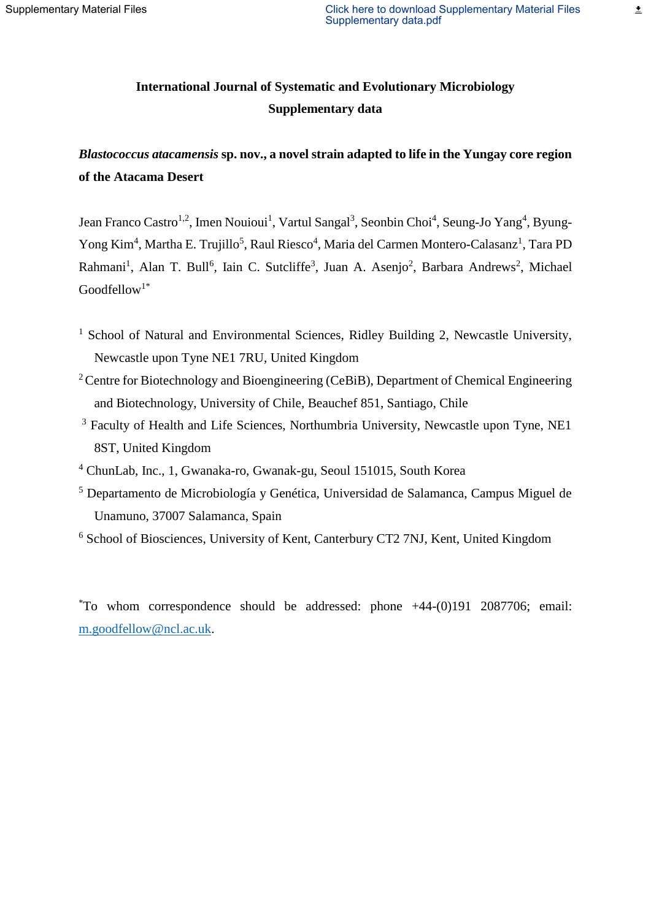**International Journal of Systematic and Evolutionary Microbiology**

**Supplementary data**

***Blastococcus atacamensis*** **sp. nov., a novel strain adapted to life in the Yungay core region of the Atacama Desert**

Jean Franco Castro[1,2], Imen Nouioui[1], Vartul Sangal[3], Seonbin Choi[4], Seung-Jo Yang[4], Byung-Yong Kim[4], Martha E. Trujillo[5], Raul Riesco[4], Maria del Carmen Montero-Calasanz[1], Tara PD Rahmani[1], Alan T. Bull[6], Iain C. Sutcliffe[3], Juan A. Asenjo[2], Barbara Andrews[2], Michael Goodfellow[1*]

[1] School of Natural and Environmental Sciences, Ridley Building 2, Newcastle University, Newcastle upon Tyne NE1 7RU, United Kingdom

[2] Centre for Biotechnology and Bioengineering (CeBiB), Department of Chemical Engineering and Biotechnology, University of Chile, Beauchef 851, Santiago, Chile

[3] Faculty of Health and Life Sciences, Northumbria University, Newcastle upon Tyne, NE1 8ST, United Kingdom

[4] ChunLab, Inc., 1, Gwanaka-ro, Gwanak-gu, Seoul 151015, South Korea

[5] Departamento de Microbiología y Genética, Universidad de Salamanca, Campus Miguel de Unamuno, 37007 Salamanca, Spain

[6] School of Biosciences, University of Kent, Canterbury CT2 7NJ, Kent, United Kingdom

[*]To whom correspondence should be addressed: phone +44-(0)191 2087706; email: m.goodfellow@ncl.ac.uk.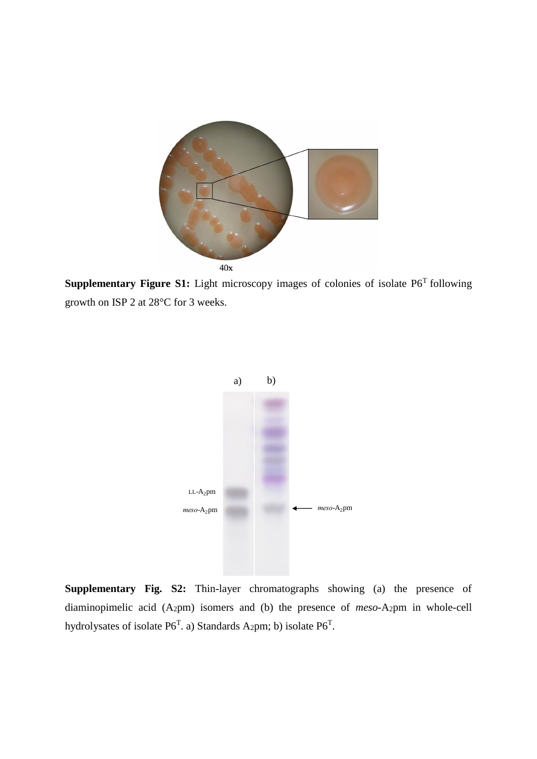40x

**Supplementary Figure S1:** Light microscopy images of colonies of isolate P6$^T$ following growth on ISP 2 at 28°C for 3 weeks.

a) b)

LL-$A_2$pm

*meso*-$A_2$pm

*meso*-$A_2$pm

**Supplementary Fig. S2:** Thin-layer chromatographs showing (a) the presence of diaminopimelic acid ($A_2$pm) isomers and (b) the presence of *meso*-$A_2$pm in whole-cell hydrolysates of isolate P6$^T$. a) Standards $A_2$pm; b) isolate P6$^T$.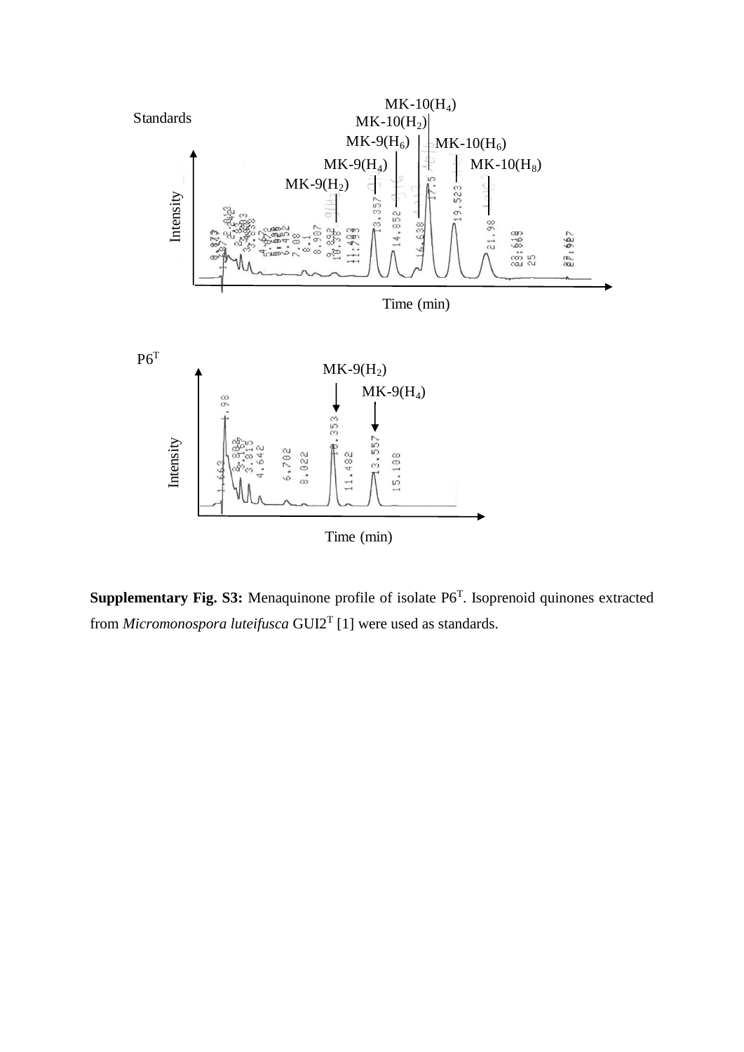**Supplementary Fig. S3:** Menaquinone profile of isolate P6$^T$. Isoprenoid quinones extracted from *Micromonospora luteifusca* GUI2$^T$ [1] were used as standards.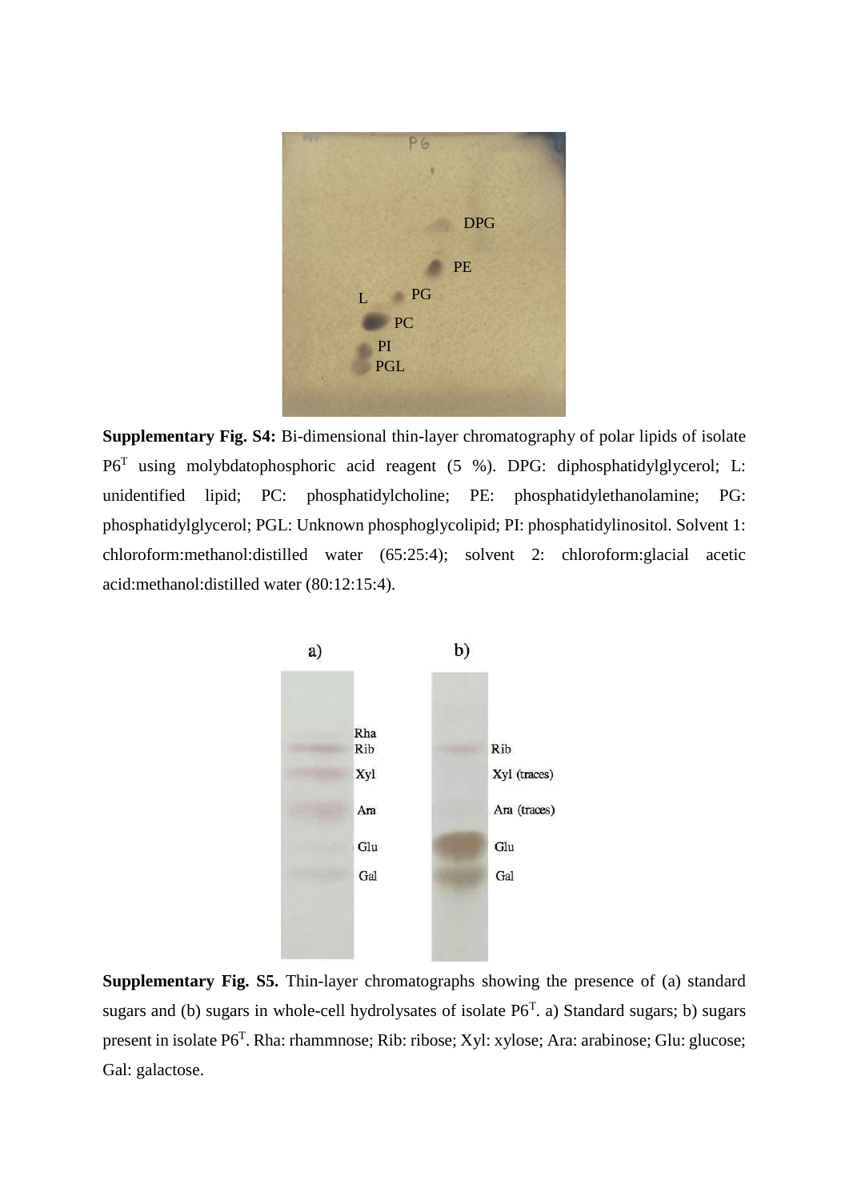**Supplementary Fig. S4:** Bi-dimensional thin-layer chromatography of polar lipids of isolate P6[T] using molybdatophosphoric acid reagent (5 %). DPG: diphosphatidylglycerol; L: unidentified lipid; PC: phosphatidylcholine; PE: phosphatidylethanolamine; PG: phosphatidylglycerol; PGL: Unknown phosphoglycolipid; PI: phosphatidylinositol. Solvent 1: chloroform:methanol:distilled water (65:25:4); solvent 2: chloroform:glacial acetic acid:methanol:distilled water (80:12:15:4).

**Supplementary Fig. S5.** Thin-layer chromatographs showing the presence of (a) standard sugars and (b) sugars in whole-cell hydrolysates of isolate P6[T]. a) Standard sugars; b) sugars present in isolate P6[T]. Rha: rhammnose; Rib: ribose; Xyl: xylose; Ara: arabinose; Glu: glucose; Gal: galactose.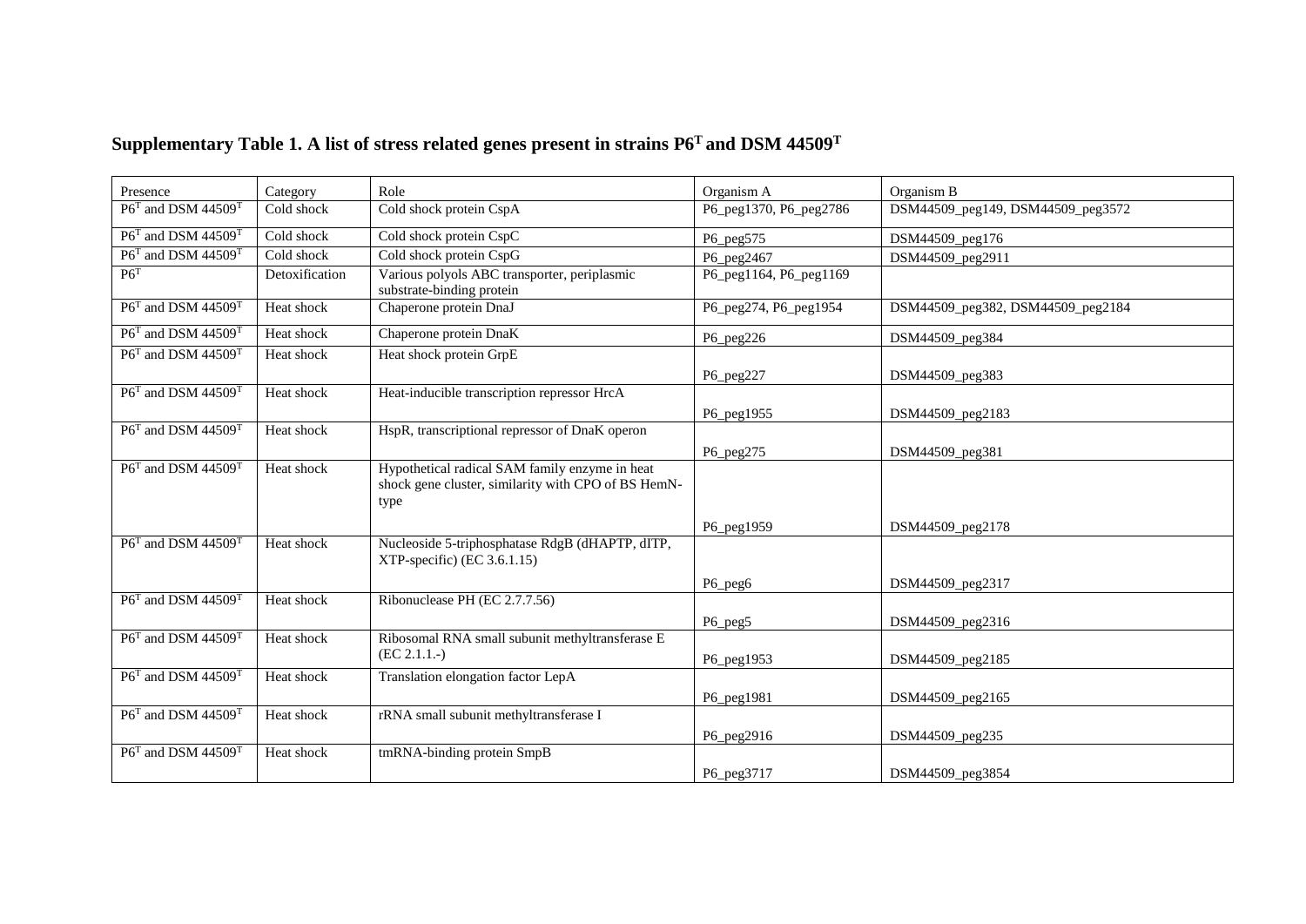## Supplementary Table 1. A list of stress related genes present in strains P6$^T$ and DSM 44509$^T$

| Presence | Category | Role | Organism A | Organism B |
|---|---|---|---|---|
| P6$^T$ and DSM 44509$^T$ | Cold shock | Cold shock protein CspA | P6_peg1370, P6_peg2786 | DSM44509_peg149, DSM44509_peg3572 |
| P6$^T$ and DSM 44509$^T$ | Cold shock | Cold shock protein CspC | P6_peg575 | DSM44509_peg176 |
| P6$^T$ and DSM 44509$^T$ | Cold shock | Cold shock protein CspG | P6_peg2467 | DSM44509_peg2911 |
| P6$^T$ | Detoxification | Various polyols ABC transporter, periplasmic substrate-binding protein | P6_peg1164, P6_peg1169 | |
| P6$^T$ and DSM 44509$^T$ | Heat shock | Chaperone protein DnaJ | P6_peg274, P6_peg1954 | DSM44509_peg382, DSM44509_peg2184 |
| P6$^T$ and DSM 44509$^T$ | Heat shock | Chaperone protein DnaK | P6_peg226 | DSM44509_peg384 |
| P6$^T$ and DSM 44509$^T$ | Heat shock | Heat shock protein GrpE | P6_peg227 | DSM44509_peg383 |
| P6$^T$ and DSM 44509$^T$ | Heat shock | Heat-inducible transcription repressor HrcA | P6_peg1955 | DSM44509_peg2183 |
| P6$^T$ and DSM 44509$^T$ | Heat shock | HspR, transcriptional repressor of DnaK operon | P6_peg275 | DSM44509_peg381 |
| P6$^T$ and DSM 44509$^T$ | Heat shock | Hypothetical radical SAM family enzyme in heat shock gene cluster, similarity with CPO of BS HemN-type | P6_peg1959 | DSM44509_peg2178 |
| P6$^T$ and DSM 44509$^T$ | Heat shock | Nucleoside 5-triphosphatase RdgB (dHAPTP, dITP, XTP-specific) (EC 3.6.1.15) | P6_peg6 | DSM44509_peg2317 |
| P6$^T$ and DSM 44509$^T$ | Heat shock | Ribonuclease PH (EC 2.7.7.56) | P6_peg5 | DSM44509_peg2316 |
| P6$^T$ and DSM 44509$^T$ | Heat shock | Ribosomal RNA small subunit methyltransferase E (EC 2.1.1.-) | P6_peg1953 | DSM44509_peg2185 |
| P6$^T$ and DSM 44509$^T$ | Heat shock | Translation elongation factor LepA | P6_peg1981 | DSM44509_peg2165 |
| P6$^T$ and DSM 44509$^T$ | Heat shock | rRNA small subunit methyltransferase I | P6_peg2916 | DSM44509_peg235 |
| P6$^T$ and DSM 44509$^T$ | Heat shock | tmRNA-binding protein SmpB | P6_peg3717 | DSM44509_peg3854 |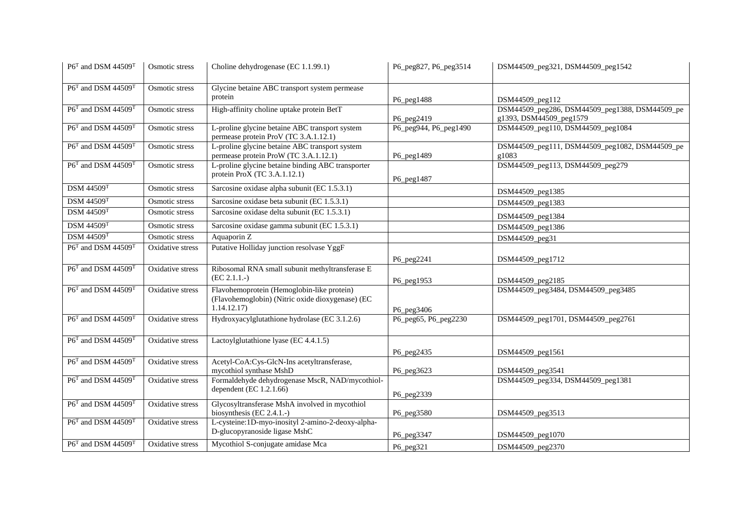| $P6^T$ and DSM $44509^T$ | Osmotic stress | Choline dehydrogenase (EC 1.1.99.1) | P6_peg827, P6_peg3514 | DSM44509_peg321, DSM44509_peg1542 |
|---|---|---|---|---|
| $P6^T$ and DSM $44509^T$ | Osmotic stress | Glycine betaine ABC transport system permease protein | P6_peg1488 | DSM44509_peg112 |
| $P6^T$ and DSM $44509^T$ | Osmotic stress | High-affinity choline uptake protein BetT | P6_peg2419 | DSM44509_peg286, DSM44509_peg1388, DSM44509_peg1393, DSM44509_peg1579 |
| $P6^T$ and DSM $44509^T$ | Osmotic stress | L-proline glycine betaine ABC transport system permease protein ProV (TC 3.A.1.12.1) | P6_peg944, P6_peg1490 | DSM44509_peg110, DSM44509_peg1084 |
| $P6^T$ and DSM $44509^T$ | Osmotic stress | L-proline glycine betaine ABC transport system permease protein ProW (TC 3.A.1.12.1) | P6_peg1489 | DSM44509_peg111, DSM44509_peg1082, DSM44509_peg1083 |
| $P6^T$ and DSM $44509^T$ | Osmotic stress | L-proline glycine betaine binding ABC transporter protein ProX (TC 3.A.1.12.1) | P6_peg1487 | DSM44509_peg113, DSM44509_peg279 |
| DSM $44509^T$ | Osmotic stress | Sarcosine oxidase alpha subunit (EC 1.5.3.1) | | DSM44509_peg1385 |
| DSM $44509^T$ | Osmotic stress | Sarcosine oxidase beta subunit (EC 1.5.3.1) | | DSM44509_peg1383 |
| DSM $44509^T$ | Osmotic stress | Sarcosine oxidase delta subunit (EC 1.5.3.1) | | DSM44509_peg1384 |
| DSM $44509^T$ | Osmotic stress | Sarcosine oxidase gamma subunit (EC 1.5.3.1) | | DSM44509_peg1386 |
| DSM $44509^T$ | Osmotic stress | Aquaporin Z | | DSM44509_peg31 |
| $P6^T$ and DSM $44509^T$ | Oxidative stress | Putative Holliday junction resolvase YggF | P6_peg2241 | DSM44509_peg1712 |
| $P6^T$ and DSM $44509^T$ | Oxidative stress | Ribosomal RNA small subunit methyltransferase E (EC 2.1.1.-) | P6_peg1953 | DSM44509_peg2185 |
| $P6^T$ and DSM $44509^T$ | Oxidative stress | Flavohemoprotein (Hemoglobin-like protein) (Flavohemoglobin) (Nitric oxide dioxygenase) (EC 1.14.12.17) | P6_peg3406 | DSM44509_peg3484, DSM44509_peg3485 |
| $P6^T$ and DSM $44509^T$ | Oxidative stress | Hydroxyacylglutathione hydrolase (EC 3.1.2.6) | P6_peg65, P6_peg2230 | DSM44509_peg1701, DSM44509_peg2761 |
| $P6^T$ and DSM $44509^T$ | Oxidative stress | Lactoylglutathione lyase (EC 4.4.1.5) | P6_peg2435 | DSM44509_peg1561 |
| $P6^T$ and DSM $44509^T$ | Oxidative stress | Acetyl-CoA:Cys-GlcN-Ins acetyltransferase, mycothiol synthase MshD | P6_peg3623 | DSM44509_peg3541 |
| $P6^T$ and DSM $44509^T$ | Oxidative stress | Formaldehyde dehydrogenase MscR, NAD/mycothiol-dependent (EC 1.2.1.66) | P6_peg2339 | DSM44509_peg334, DSM44509_peg1381 |
| $P6^T$ and DSM $44509^T$ | Oxidative stress | Glycosyltransferase MshA involved in mycothiol biosynthesis (EC 2.4.1.-) | P6_peg3580 | DSM44509_peg3513 |
| $P6^T$ and DSM $44509^T$ | Oxidative stress | L-cysteine:1D-myo-inosityl 2-amino-2-deoxy-alpha-D-glucopyranoside ligase MshC | P6_peg3347 | DSM44509_peg1070 |
| $P6^T$ and DSM $44509^T$ | Oxidative stress | Mycothiol S-conjugate amidase Mca | P6_peg321 | DSM44509_peg2370 |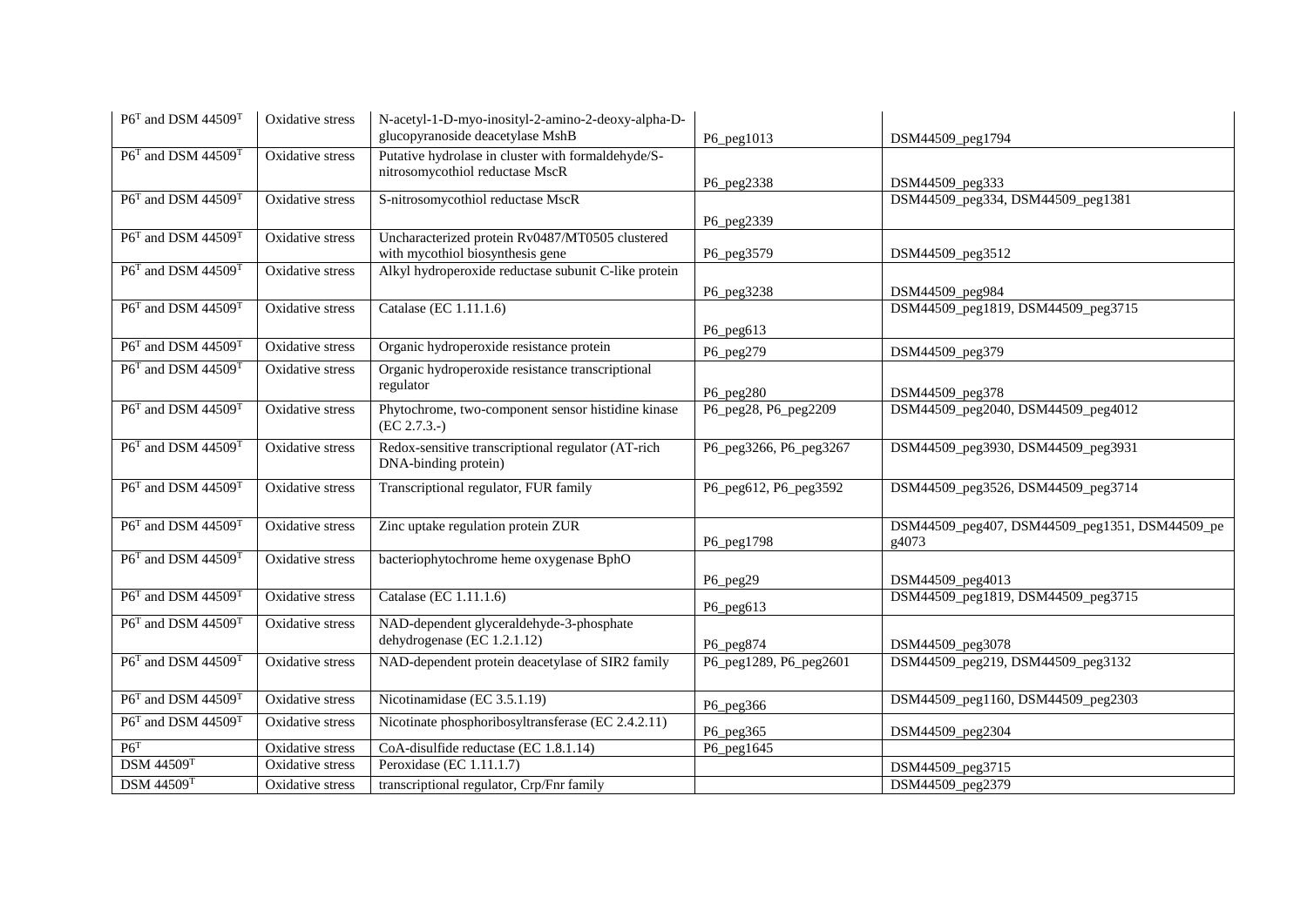| | | | | |
|---|---|---|---|---|
| P6$^{T}$ and DSM 44509$^{T}$ | Oxidative stress | N-acetyl-1-D-myo-inosityl-2-amino-2-deoxy-alpha-D-glucopyranoside deacetylase MshB | P6_peg1013 | DSM44509_peg1794 |
| P6$^{T}$ and DSM 44509$^{T}$ | Oxidative stress | Putative hydrolase in cluster with formaldehyde/S-nitrosomycothiol reductase MscR | P6_peg2338 | DSM44509_peg333 |
| P6$^{T}$ and DSM 44509$^{T}$ | Oxidative stress | S-nitrosomycothiol reductase MscR | P6_peg2339 | DSM44509_peg334, DSM44509_peg1381 |
| P6$^{T}$ and DSM 44509$^{T}$ | Oxidative stress | Uncharacterized protein Rv0487/MT0505 clustered with mycothiol biosynthesis gene | P6_peg3579 | DSM44509_peg3512 |
| P6$^{T}$ and DSM 44509$^{T}$ | Oxidative stress | Alkyl hydroperoxide reductase subunit C-like protein | P6_peg3238 | DSM44509_peg984 |
| P6$^{T}$ and DSM 44509$^{T}$ | Oxidative stress | Catalase (EC 1.11.1.6) | P6_peg613 | DSM44509_peg1819, DSM44509_peg3715 |
| P6$^{T}$ and DSM 44509$^{T}$ | Oxidative stress | Organic hydroperoxide resistance protein | P6_peg279 | DSM44509_peg379 |
| P6$^{T}$ and DSM 44509$^{T}$ | Oxidative stress | Organic hydroperoxide resistance transcriptional regulator | P6_peg280 | DSM44509_peg378 |
| P6$^{T}$ and DSM 44509$^{T}$ | Oxidative stress | Phytochrome, two-component sensor histidine kinase (EC 2.7.3.-) | P6_peg28, P6_peg2209 | DSM44509_peg2040, DSM44509_peg4012 |
| P6$^{T}$ and DSM 44509$^{T}$ | Oxidative stress | Redox-sensitive transcriptional regulator (AT-rich DNA-binding protein) | P6_peg3266, P6_peg3267 | DSM44509_peg3930, DSM44509_peg3931 |
| P6$^{T}$ and DSM 44509$^{T}$ | Oxidative stress | Transcriptional regulator, FUR family | P6_peg612, P6_peg3592 | DSM44509_peg3526, DSM44509_peg3714 |
| P6$^{T}$ and DSM 44509$^{T}$ | Oxidative stress | Zinc uptake regulation protein ZUR | P6_peg1798 | DSM44509_peg407, DSM44509_peg1351, DSM44509_peg4073 |
| P6$^{T}$ and DSM 44509$^{T}$ | Oxidative stress | bacteriophytochrome heme oxygenase BphO | P6_peg29 | DSM44509_peg4013 |
| P6$^{T}$ and DSM 44509$^{T}$ | Oxidative stress | Catalase (EC 1.11.1.6) | P6_peg613 | DSM44509_peg1819, DSM44509_peg3715 |
| P6$^{T}$ and DSM 44509$^{T}$ | Oxidative stress | NAD-dependent glyceraldehyde-3-phosphate dehydrogenase (EC 1.2.1.12) | P6_peg874 | DSM44509_peg3078 |
| P6$^{T}$ and DSM 44509$^{T}$ | Oxidative stress | NAD-dependent protein deacetylase of SIR2 family | P6_peg1289, P6_peg2601 | DSM44509_peg219, DSM44509_peg3132 |
| P6$^{T}$ and DSM 44509$^{T}$ | Oxidative stress | Nicotinamidase (EC 3.5.1.19) | P6_peg366 | DSM44509_peg1160, DSM44509_peg2303 |
| P6$^{T}$ and DSM 44509$^{T}$ | Oxidative stress | Nicotinate phosphoribosyltransferase (EC 2.4.2.11) | P6_peg365 | DSM44509_peg2304 |
| P6$^{T}$ | Oxidative stress | CoA-disulfide reductase (EC 1.8.1.14) | P6_peg1645 | |
| DSM 44509$^{T}$ | Oxidative stress | Peroxidase (EC 1.11.1.7) | | DSM44509_peg3715 |
| DSM 44509$^{T}$ | Oxidative stress | transcriptional regulator, Crp/Fnr family | | DSM44509_peg2379 |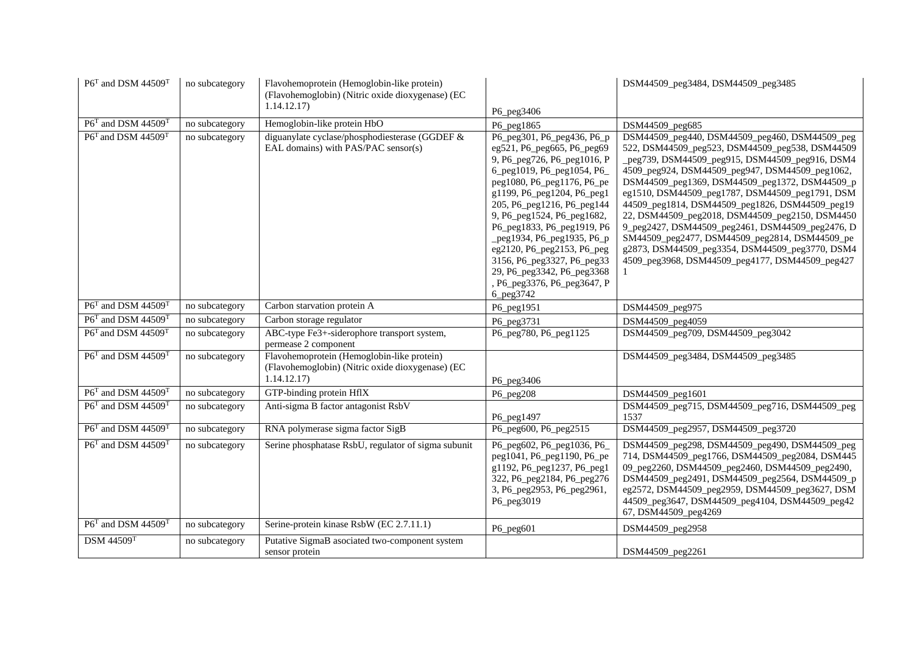| | | | | |
|---|---|---|---|---|
| P6$^T$ and DSM 44509$^T$ | no subcategory | Flavohemoprotein (Hemoglobin-like protein) (Flavohemoglobin) (Nitric oxide dioxygenase) (EC 1.14.12.17) | P6_peg3406 | DSM44509_peg3484, DSM44509_peg3485 |
| P6$^T$ and DSM 44509$^T$ | no subcategory | Hemoglobin-like protein HbO | P6_peg1865 | DSM44509_peg685 |
| P6$^T$ and DSM 44509$^T$ | no subcategory | diguanylate cyclase/phosphodiesterase (GGDEF & EAL domains) with PAS/PAC sensor(s) | P6_peg301, P6_peg436, P6_peg521, P6_peg665, P6_peg699, P6_peg726, P6_peg1016, P6_peg1019, P6_peg1054, P6_peg1080, P6_peg1176, P6_peg1199, P6_peg1204, P6_peg1205, P6_peg1216, P6_peg1449, P6_peg1524, P6_peg1682, P6_peg1833, P6_peg1919, P6_peg1934, P6_peg1935, P6_peg2120, P6_peg2153, P6_peg3156, P6_peg3327, P6_peg3329, P6_peg3342, P6_peg3368, P6_peg3376, P6_peg3647, P6_peg3742 | DSM44509_peg440, DSM44509_peg460, DSM44509_peg522, DSM44509_peg523, DSM44509_peg538, DSM44509_peg739, DSM44509_peg915, DSM44509_peg916, DSM44509_peg924, DSM44509_peg947, DSM44509_peg1062, DSM44509_peg1369, DSM44509_peg1372, DSM44509_peg1510, DSM44509_peg1787, DSM44509_peg1791, DSM44509_peg1814, DSM44509_peg1826, DSM44509_peg1922, DSM44509_peg2018, DSM44509_peg2150, DSM44509_peg2427, DSM44509_peg2461, DSM44509_peg2476, DSM44509_peg2477, DSM44509_peg2814, DSM44509_peg2873, DSM44509_peg3354, DSM44509_peg3770, DSM44509_peg3968, DSM44509_peg4177, DSM44509_peg4271 |
| P6$^T$ and DSM 44509$^T$ | no subcategory | Carbon starvation protein A | P6_peg1951 | DSM44509_peg975 |
| P6$^T$ and DSM 44509$^T$ | no subcategory | Carbon storage regulator | P6_peg3731 | DSM44509_peg4059 |
| P6$^T$ and DSM 44509$^T$ | no subcategory | ABC-type Fe3+-siderophore transport system, permease 2 component | P6_peg780, P6_peg1125 | DSM44509_peg709, DSM44509_peg3042 |
| P6$^T$ and DSM 44509$^T$ | no subcategory | Flavohemoprotein (Hemoglobin-like protein) (Flavohemoglobin) (Nitric oxide dioxygenase) (EC 1.14.12.17) | P6_peg3406 | DSM44509_peg3484, DSM44509_peg3485 |
| P6$^T$ and DSM 44509$^T$ | no subcategory | GTP-binding protein HflX | P6_peg208 | DSM44509_peg1601 |
| P6$^T$ and DSM 44509$^T$ | no subcategory | Anti-sigma B factor antagonist RsbV | P6_peg1497 | DSM44509_peg715, DSM44509_peg716, DSM44509_peg1537 |
| P6$^T$ and DSM 44509$^T$ | no subcategory | RNA polymerase sigma factor SigB | P6_peg600, P6_peg2515 | DSM44509_peg2957, DSM44509_peg3720 |
| P6$^T$ and DSM 44509$^T$ | no subcategory | Serine phosphatase RsbU, regulator of sigma subunit | P6_peg602, P6_peg1036, P6_peg1041, P6_peg1190, P6_peg1192, P6_peg1237, P6_peg1322, P6_peg2184, P6_peg2763, P6_peg2953, P6_peg2961, P6_peg3019 | DSM44509_peg298, DSM44509_peg490, DSM44509_peg714, DSM44509_peg1766, DSM44509_peg2084, DSM44509_peg2260, DSM44509_peg2460, DSM44509_peg2490, DSM44509_peg2491, DSM44509_peg2564, DSM44509_peg2572, DSM44509_peg2959, DSM44509_peg3627, DSM44509_peg3647, DSM44509_peg4104, DSM44509_peg4267, DSM44509_peg4269 |
| P6$^T$ and DSM 44509$^T$ | no subcategory | Serine-protein kinase RsbW (EC 2.7.11.1) | P6_peg601 | DSM44509_peg2958 |
| DSM 44509$^T$ | no subcategory | Putative SigmaB asociated two-component system sensor protein | | DSM44509_peg2261 |